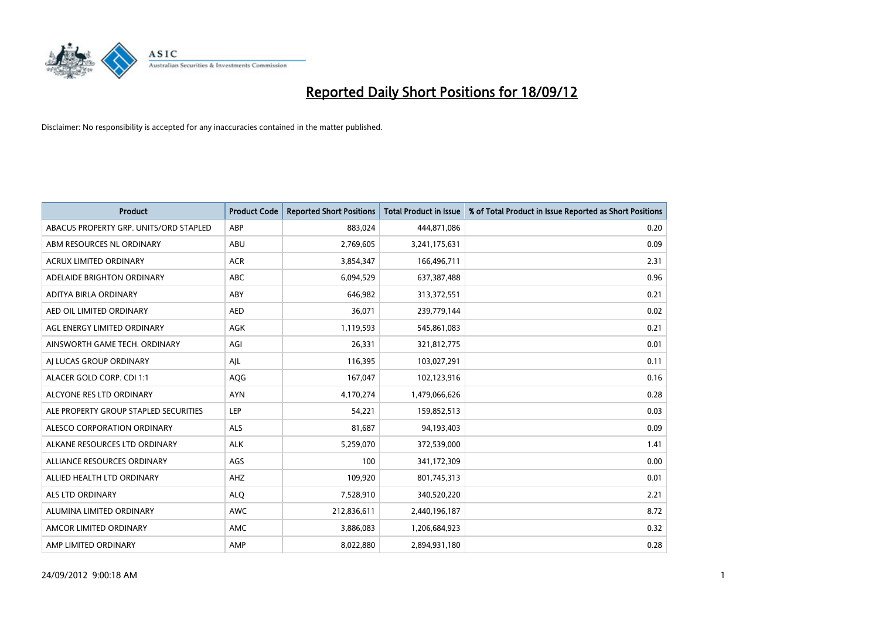# Reported Daily Short Positions for 18/09/12

Disclaimer: No responsibility is accepted for any inaccuracies contained in the matter published.

| Product | Product Code | Reported Short Positions | Total Product in Issue | % of Total Product in Issue Reported as Short Positions |
|---|---|---|---|---|
| ABACUS PROPERTY GRP. UNITS/ORD STAPLED | ABP | 883,024 | 444,871,086 | 0.20 |
| ABM RESOURCES NL ORDINARY | ABU | 2,769,605 | 3,241,175,631 | 0.09 |
| ACRUX LIMITED ORDINARY | ACR | 3,854,347 | 166,496,711 | 2.31 |
| ADELAIDE BRIGHTON ORDINARY | ABC | 6,094,529 | 637,387,488 | 0.96 |
| ADITYA BIRLA ORDINARY | ABY | 646,982 | 313,372,551 | 0.21 |
| AED OIL LIMITED ORDINARY | AED | 36,071 | 239,779,144 | 0.02 |
| AGL ENERGY LIMITED ORDINARY | AGK | 1,119,593 | 545,861,083 | 0.21 |
| AINSWORTH GAME TECH. ORDINARY | AGI | 26,331 | 321,812,775 | 0.01 |
| AJ LUCAS GROUP ORDINARY | AJL | 116,395 | 103,027,291 | 0.11 |
| ALACER GOLD CORP. CDI 1:1 | AQG | 167,047 | 102,123,916 | 0.16 |
| ALCYONE RES LTD ORDINARY | AYN | 4,170,274 | 1,479,066,626 | 0.28 |
| ALE PROPERTY GROUP STAPLED SECURITIES | LEP | 54,221 | 159,852,513 | 0.03 |
| ALESCO CORPORATION ORDINARY | ALS | 81,687 | 94,193,403 | 0.09 |
| ALKANE RESOURCES LTD ORDINARY | ALK | 5,259,070 | 372,539,000 | 1.41 |
| ALLIANCE RESOURCES ORDINARY | AGS | 100 | 341,172,309 | 0.00 |
| ALLIED HEALTH LTD ORDINARY | AHZ | 109,920 | 801,745,313 | 0.01 |
| ALS LTD ORDINARY | ALQ | 7,528,910 | 340,520,220 | 2.21 |
| ALUMINA LIMITED ORDINARY | AWC | 212,836,611 | 2,440,196,187 | 8.72 |
| AMCOR LIMITED ORDINARY | AMC | 3,886,083 | 1,206,684,923 | 0.32 |
| AMP LIMITED ORDINARY | AMP | 8,022,880 | 2,894,931,180 | 0.28 |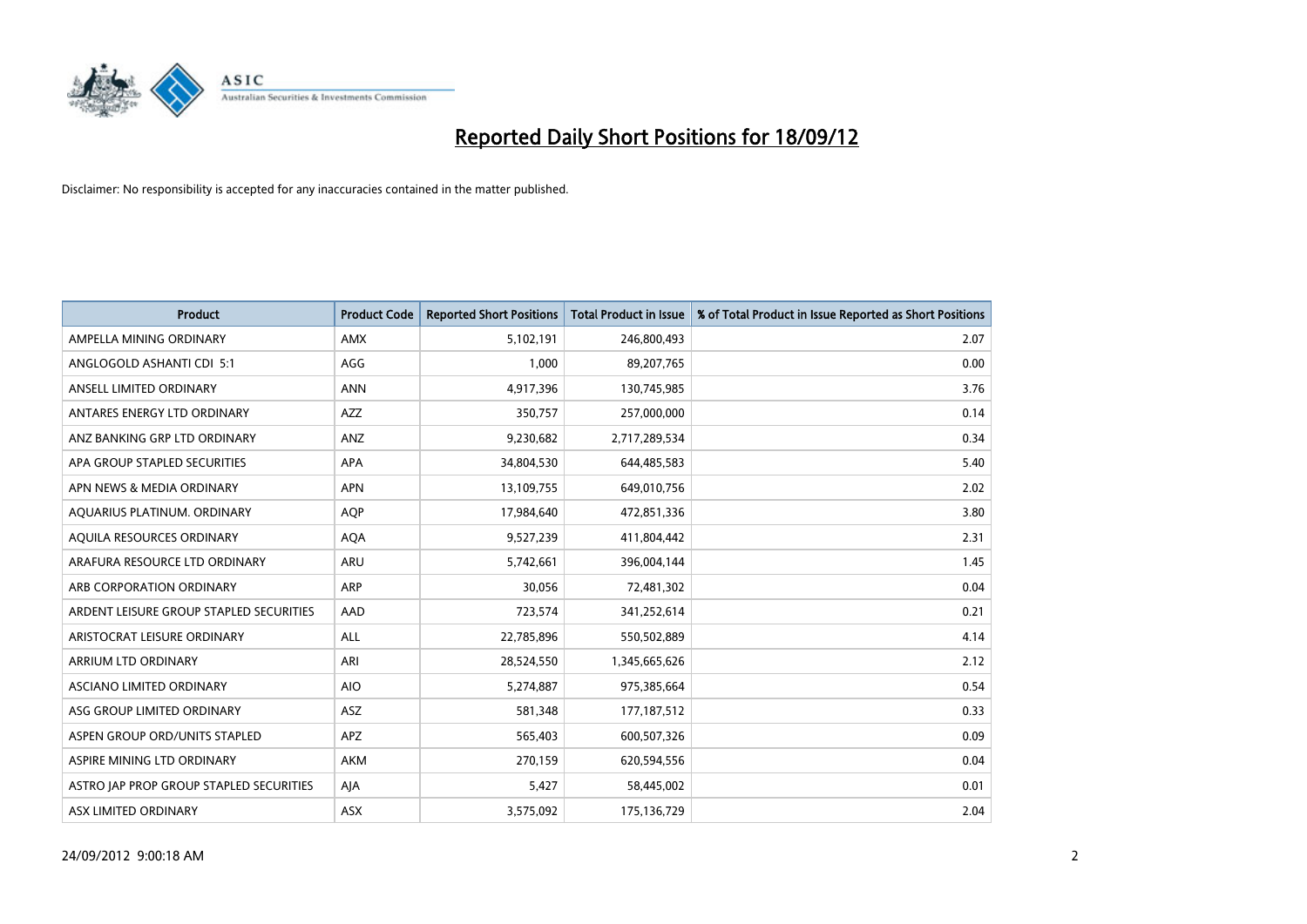# Reported Daily Short Positions for 18/09/12

Disclaimer: No responsibility is accepted for any inaccuracies contained in the matter published.

| Product | Product Code | Reported Short Positions | Total Product in Issue | % of Total Product in Issue Reported as Short Positions |
|---|---|---|---|---|
| AMPELLA MINING ORDINARY | AMX | 5,102,191 | 246,800,493 | 2.07 |
| ANGLOGOLD ASHANTI CDI 5:1 | AGG | 1,000 | 89,207,765 | 0.00 |
| ANSELL LIMITED ORDINARY | ANN | 4,917,396 | 130,745,985 | 3.76 |
| ANTARES ENERGY LTD ORDINARY | AZZ | 350,757 | 257,000,000 | 0.14 |
| ANZ BANKING GRP LTD ORDINARY | ANZ | 9,230,682 | 2,717,289,534 | 0.34 |
| APA GROUP STAPLED SECURITIES | APA | 34,804,530 | 644,485,583 | 5.40 |
| APN NEWS & MEDIA ORDINARY | APN | 13,109,755 | 649,010,756 | 2.02 |
| AQUARIUS PLATINUM. ORDINARY | AQP | 17,984,640 | 472,851,336 | 3.80 |
| AQUILA RESOURCES ORDINARY | AQA | 9,527,239 | 411,804,442 | 2.31 |
| ARAFURA RESOURCE LTD ORDINARY | ARU | 5,742,661 | 396,004,144 | 1.45 |
| ARB CORPORATION ORDINARY | ARP | 30,056 | 72,481,302 | 0.04 |
| ARDENT LEISURE GROUP STAPLED SECURITIES | AAD | 723,574 | 341,252,614 | 0.21 |
| ARISTOCRAT LEISURE ORDINARY | ALL | 22,785,896 | 550,502,889 | 4.14 |
| ARRIUM LTD ORDINARY | ARI | 28,524,550 | 1,345,665,626 | 2.12 |
| ASCIANO LIMITED ORDINARY | AIO | 5,274,887 | 975,385,664 | 0.54 |
| ASG GROUP LIMITED ORDINARY | ASZ | 581,348 | 177,187,512 | 0.33 |
| ASPEN GROUP ORD/UNITS STAPLED | APZ | 565,403 | 600,507,326 | 0.09 |
| ASPIRE MINING LTD ORDINARY | AKM | 270,159 | 620,594,556 | 0.04 |
| ASTRO JAP PROP GROUP STAPLED SECURITIES | AJA | 5,427 | 58,445,002 | 0.01 |
| ASX LIMITED ORDINARY | ASX | 3,575,092 | 175,136,729 | 2.04 |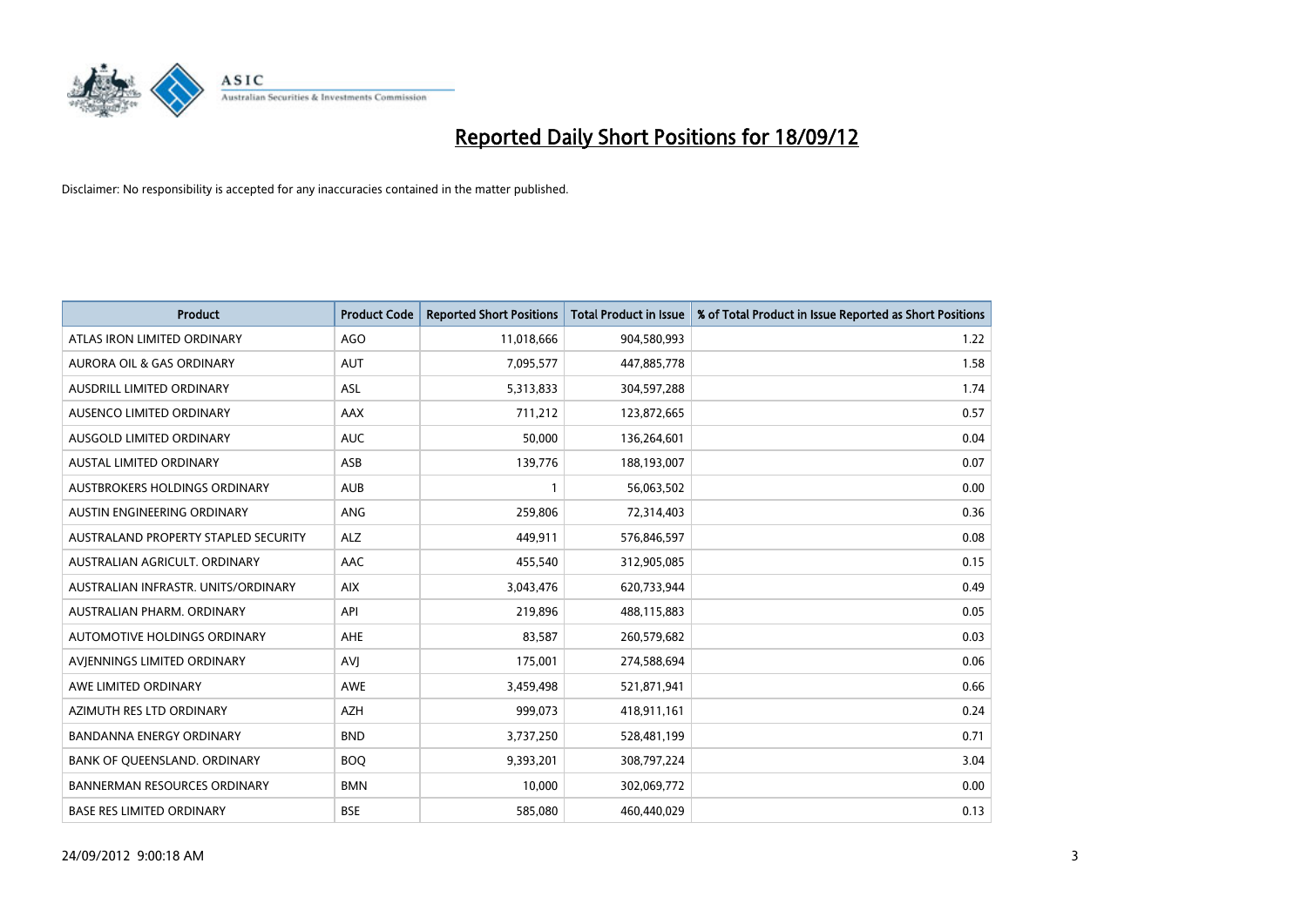# Reported Daily Short Positions for 18/09/12

Disclaimer: No responsibility is accepted for any inaccuracies contained in the matter published.

| Product | Product Code | Reported Short Positions | Total Product in Issue | % of Total Product in Issue Reported as Short Positions |
|---|---|---|---|---|
| ATLAS IRON LIMITED ORDINARY | AGO | 11,018,666 | 904,580,993 | 1.22 |
| AURORA OIL & GAS ORDINARY | AUT | 7,095,577 | 447,885,778 | 1.58 |
| AUSDRILL LIMITED ORDINARY | ASL | 5,313,833 | 304,597,288 | 1.74 |
| AUSENCO LIMITED ORDINARY | AAX | 711,212 | 123,872,665 | 0.57 |
| AUSGOLD LIMITED ORDINARY | AUC | 50,000 | 136,264,601 | 0.04 |
| AUSTAL LIMITED ORDINARY | ASB | 139,776 | 188,193,007 | 0.07 |
| AUSTBROKERS HOLDINGS ORDINARY | AUB | 1 | 56,063,502 | 0.00 |
| AUSTIN ENGINEERING ORDINARY | ANG | 259,806 | 72,314,403 | 0.36 |
| AUSTRALAND PROPERTY STAPLED SECURITY | ALZ | 449,911 | 576,846,597 | 0.08 |
| AUSTRALIAN AGRICULT. ORDINARY | AAC | 455,540 | 312,905,085 | 0.15 |
| AUSTRALIAN INFRASTR. UNITS/ORDINARY | AIX | 3,043,476 | 620,733,944 | 0.49 |
| AUSTRALIAN PHARM. ORDINARY | API | 219,896 | 488,115,883 | 0.05 |
| AUTOMOTIVE HOLDINGS ORDINARY | AHE | 83,587 | 260,579,682 | 0.03 |
| AVJENNINGS LIMITED ORDINARY | AVJ | 175,001 | 274,588,694 | 0.06 |
| AWE LIMITED ORDINARY | AWE | 3,459,498 | 521,871,941 | 0.66 |
| AZIMUTH RES LTD ORDINARY | AZH | 999,073 | 418,911,161 | 0.24 |
| BANDANNA ENERGY ORDINARY | BND | 3,737,250 | 528,481,199 | 0.71 |
| BANK OF QUEENSLAND. ORDINARY | BOQ | 9,393,201 | 308,797,224 | 3.04 |
| BANNERMAN RESOURCES ORDINARY | BMN | 10,000 | 302,069,772 | 0.00 |
| BASE RES LIMITED ORDINARY | BSE | 585,080 | 460,440,029 | 0.13 |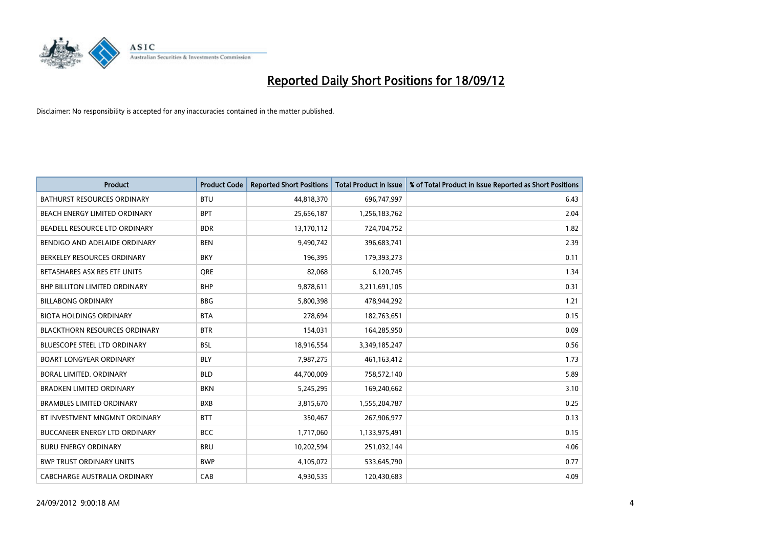# Reported Daily Short Positions for 18/09/12

Disclaimer: No responsibility is accepted for any inaccuracies contained in the matter published.

| Product | Product Code | Reported Short Positions | Total Product in Issue | % of Total Product in Issue Reported as Short Positions |
|---|---|---|---|---|
| BATHURST RESOURCES ORDINARY | BTU | 44,818,370 | 696,747,997 | 6.43 |
| BEACH ENERGY LIMITED ORDINARY | BPT | 25,656,187 | 1,256,183,762 | 2.04 |
| BEADELL RESOURCE LTD ORDINARY | BDR | 13,170,112 | 724,704,752 | 1.82 |
| BENDIGO AND ADELAIDE ORDINARY | BEN | 9,490,742 | 396,683,741 | 2.39 |
| BERKELEY RESOURCES ORDINARY | BKY | 196,395 | 179,393,273 | 0.11 |
| BETASHARES ASX RES ETF UNITS | QRE | 82,068 | 6,120,745 | 1.34 |
| BHP BILLITON LIMITED ORDINARY | BHP | 9,878,611 | 3,211,691,105 | 0.31 |
| BILLABONG ORDINARY | BBG | 5,800,398 | 478,944,292 | 1.21 |
| BIOTA HOLDINGS ORDINARY | BTA | 278,694 | 182,763,651 | 0.15 |
| BLACKTHORN RESOURCES ORDINARY | BTR | 154,031 | 164,285,950 | 0.09 |
| BLUESCOPE STEEL LTD ORDINARY | BSL | 18,916,554 | 3,349,185,247 | 0.56 |
| BOART LONGYEAR ORDINARY | BLY | 7,987,275 | 461,163,412 | 1.73 |
| BORAL LIMITED. ORDINARY | BLD | 44,700,009 | 758,572,140 | 5.89 |
| BRADKEN LIMITED ORDINARY | BKN | 5,245,295 | 169,240,662 | 3.10 |
| BRAMBLES LIMITED ORDINARY | BXB | 3,815,670 | 1,555,204,787 | 0.25 |
| BT INVESTMENT MNGMNT ORDINARY | BTT | 350,467 | 267,906,977 | 0.13 |
| BUCCANEER ENERGY LTD ORDINARY | BCC | 1,717,060 | 1,133,975,491 | 0.15 |
| BURU ENERGY ORDINARY | BRU | 10,202,594 | 251,032,144 | 4.06 |
| BWP TRUST ORDINARY UNITS | BWP | 4,105,072 | 533,645,790 | 0.77 |
| CABCHARGE AUSTRALIA ORDINARY | CAB | 4,930,535 | 120,430,683 | 4.09 |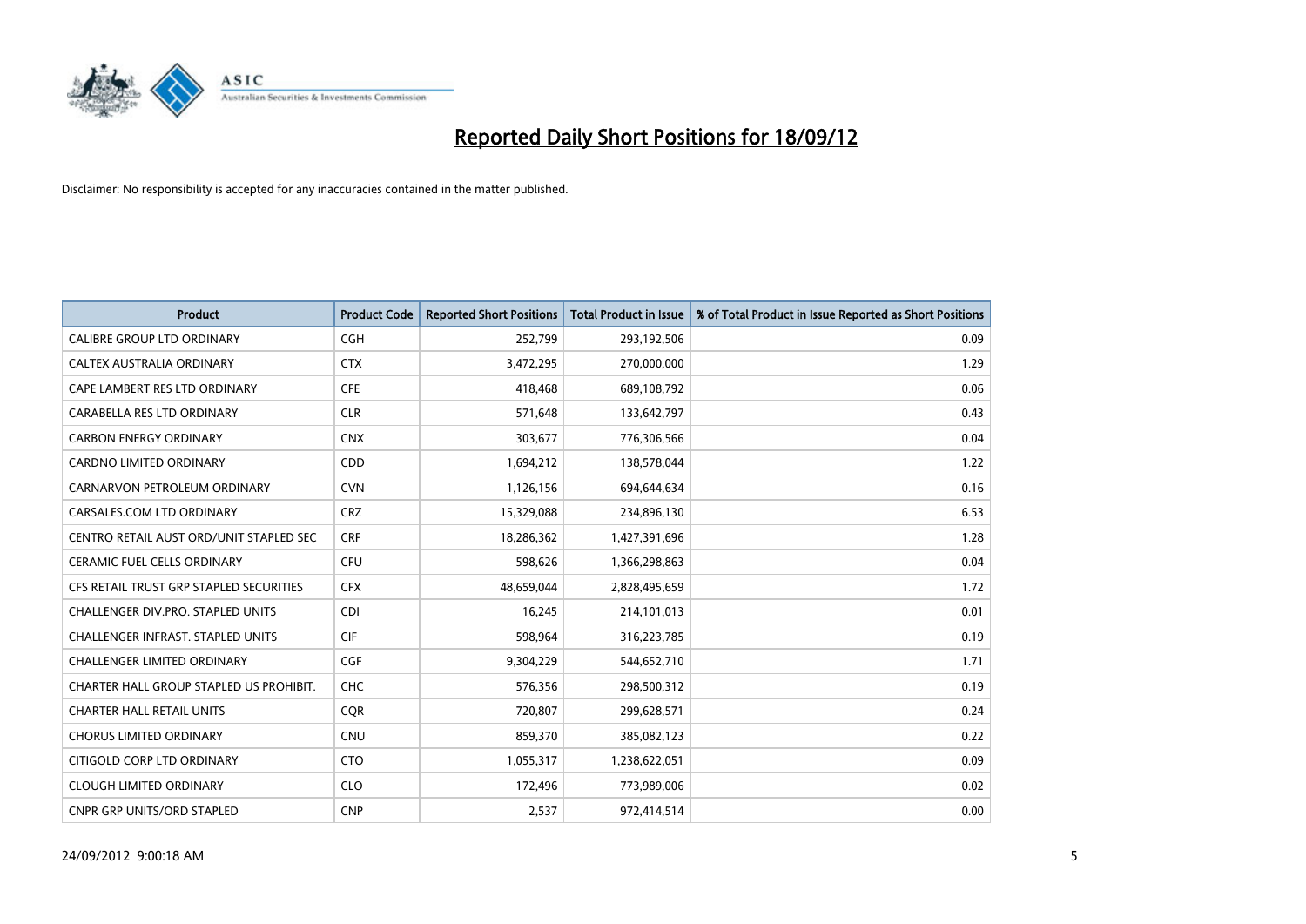# Reported Daily Short Positions for 18/09/12

Disclaimer: No responsibility is accepted for any inaccuracies contained in the matter published.

| Product | Product Code | Reported Short Positions | Total Product in Issue | % of Total Product in Issue Reported as Short Positions |
|---|---|---|---|---|
| CALIBRE GROUP LTD ORDINARY | CGH | 252,799 | 293,192,506 | 0.09 |
| CALTEX AUSTRALIA ORDINARY | CTX | 3,472,295 | 270,000,000 | 1.29 |
| CAPE LAMBERT RES LTD ORDINARY | CFE | 418,468 | 689,108,792 | 0.06 |
| CARABELLA RES LTD ORDINARY | CLR | 571,648 | 133,642,797 | 0.43 |
| CARBON ENERGY ORDINARY | CNX | 303,677 | 776,306,566 | 0.04 |
| CARDNO LIMITED ORDINARY | CDD | 1,694,212 | 138,578,044 | 1.22 |
| CARNARVON PETROLEUM ORDINARY | CVN | 1,126,156 | 694,644,634 | 0.16 |
| CARSALES.COM LTD ORDINARY | CRZ | 15,329,088 | 234,896,130 | 6.53 |
| CENTRO RETAIL AUST ORD/UNIT STAPLED SEC | CRF | 18,286,362 | 1,427,391,696 | 1.28 |
| CERAMIC FUEL CELLS ORDINARY | CFU | 598,626 | 1,366,298,863 | 0.04 |
| CFS RETAIL TRUST GRP STAPLED SECURITIES | CFX | 48,659,044 | 2,828,495,659 | 1.72 |
| CHALLENGER DIV.PRO. STAPLED UNITS | CDI | 16,245 | 214,101,013 | 0.01 |
| CHALLENGER INFRAST. STAPLED UNITS | CIF | 598,964 | 316,223,785 | 0.19 |
| CHALLENGER LIMITED ORDINARY | CGF | 9,304,229 | 544,652,710 | 1.71 |
| CHARTER HALL GROUP STAPLED US PROHIBIT. | CHC | 576,356 | 298,500,312 | 0.19 |
| CHARTER HALL RETAIL UNITS | CQR | 720,807 | 299,628,571 | 0.24 |
| CHORUS LIMITED ORDINARY | CNU | 859,370 | 385,082,123 | 0.22 |
| CITIGOLD CORP LTD ORDINARY | CTO | 1,055,317 | 1,238,622,051 | 0.09 |
| CLOUGH LIMITED ORDINARY | CLO | 172,496 | 773,989,006 | 0.02 |
| CNPR GRP UNITS/ORD STAPLED | CNP | 2,537 | 972,414,514 | 0.00 |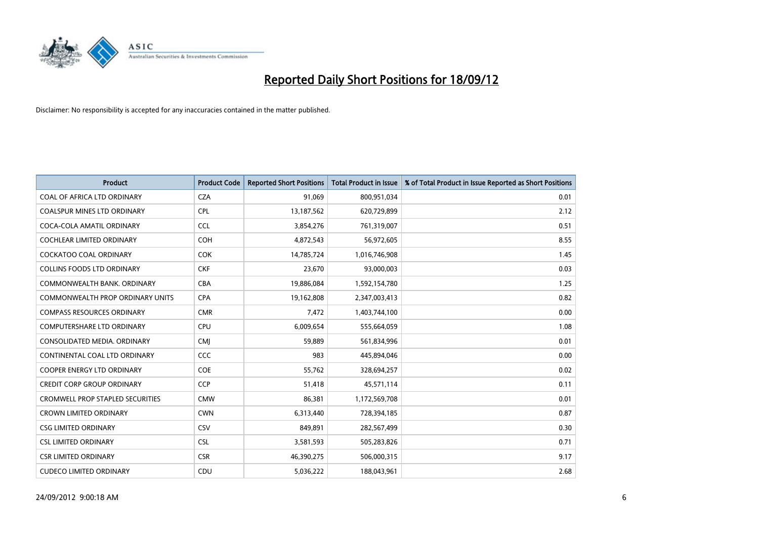# Reported Daily Short Positions for 18/09/12

Disclaimer: No responsibility is accepted for any inaccuracies contained in the matter published.

| Product | Product Code | Reported Short Positions | Total Product in Issue | % of Total Product in Issue Reported as Short Positions |
|---|---|---|---|---|
| COAL OF AFRICA LTD ORDINARY | CZA | 91,069 | 800,951,034 | 0.01 |
| COALSPUR MINES LTD ORDINARY | CPL | 13,187,562 | 620,729,899 | 2.12 |
| COCA-COLA AMATIL ORDINARY | CCL | 3,854,276 | 761,319,007 | 0.51 |
| COCHLEAR LIMITED ORDINARY | COH | 4,872,543 | 56,972,605 | 8.55 |
| COCKATOO COAL ORDINARY | COK | 14,785,724 | 1,016,746,908 | 1.45 |
| COLLINS FOODS LTD ORDINARY | CKF | 23,670 | 93,000,003 | 0.03 |
| COMMONWEALTH BANK. ORDINARY | CBA | 19,886,084 | 1,592,154,780 | 1.25 |
| COMMONWEALTH PROP ORDINARY UNITS | CPA | 19,162,808 | 2,347,003,413 | 0.82 |
| COMPASS RESOURCES ORDINARY | CMR | 7,472 | 1,403,744,100 | 0.00 |
| COMPUTERSHARE LTD ORDINARY | CPU | 6,009,654 | 555,664,059 | 1.08 |
| CONSOLIDATED MEDIA. ORDINARY | CMJ | 59,889 | 561,834,996 | 0.01 |
| CONTINENTAL COAL LTD ORDINARY | CCC | 983 | 445,894,046 | 0.00 |
| COOPER ENERGY LTD ORDINARY | COE | 55,762 | 328,694,257 | 0.02 |
| CREDIT CORP GROUP ORDINARY | CCP | 51,418 | 45,571,114 | 0.11 |
| CROMWELL PROP STAPLED SECURITIES | CMW | 86,381 | 1,172,569,708 | 0.01 |
| CROWN LIMITED ORDINARY | CWN | 6,313,440 | 728,394,185 | 0.87 |
| CSG LIMITED ORDINARY | CSV | 849,891 | 282,567,499 | 0.30 |
| CSL LIMITED ORDINARY | CSL | 3,581,593 | 505,283,826 | 0.71 |
| CSR LIMITED ORDINARY | CSR | 46,390,275 | 506,000,315 | 9.17 |
| CUDECO LIMITED ORDINARY | CDU | 5,036,222 | 188,043,961 | 2.68 |

24/09/2012 9:00:18 AM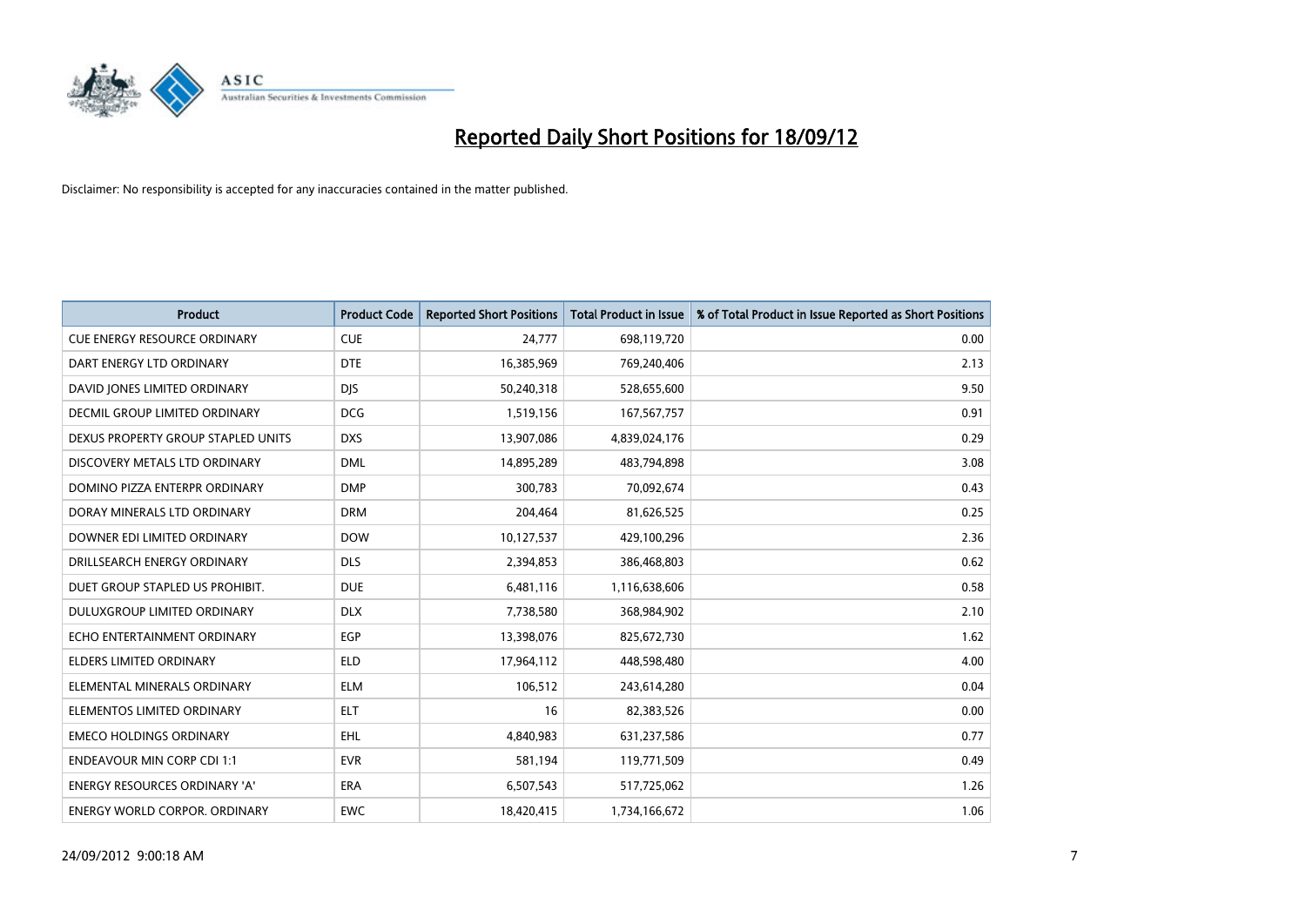# Reported Daily Short Positions for 18/09/12

Disclaimer: No responsibility is accepted for any inaccuracies contained in the matter published.

| Product | Product Code | Reported Short Positions | Total Product in Issue | % of Total Product in Issue Reported as Short Positions |
|---|---|---|---|---|
| CUE ENERGY RESOURCE ORDINARY | CUE | 24,777 | 698,119,720 | 0.00 |
| DART ENERGY LTD ORDINARY | DTE | 16,385,969 | 769,240,406 | 2.13 |
| DAVID JONES LIMITED ORDINARY | DJS | 50,240,318 | 528,655,600 | 9.50 |
| DECMIL GROUP LIMITED ORDINARY | DCG | 1,519,156 | 167,567,757 | 0.91 |
| DEXUS PROPERTY GROUP STAPLED UNITS | DXS | 13,907,086 | 4,839,024,176 | 0.29 |
| DISCOVERY METALS LTD ORDINARY | DML | 14,895,289 | 483,794,898 | 3.08 |
| DOMINO PIZZA ENTERPR ORDINARY | DMP | 300,783 | 70,092,674 | 0.43 |
| DORAY MINERALS LTD ORDINARY | DRM | 204,464 | 81,626,525 | 0.25 |
| DOWNER EDI LIMITED ORDINARY | DOW | 10,127,537 | 429,100,296 | 2.36 |
| DRILLSEARCH ENERGY ORDINARY | DLS | 2,394,853 | 386,468,803 | 0.62 |
| DUET GROUP STAPLED US PROHIBIT. | DUE | 6,481,116 | 1,116,638,606 | 0.58 |
| DULUXGROUP LIMITED ORDINARY | DLX | 7,738,580 | 368,984,902 | 2.10 |
| ECHO ENTERTAINMENT ORDINARY | EGP | 13,398,076 | 825,672,730 | 1.62 |
| ELDERS LIMITED ORDINARY | ELD | 17,964,112 | 448,598,480 | 4.00 |
| ELEMENTAL MINERALS ORDINARY | ELM | 106,512 | 243,614,280 | 0.04 |
| ELEMENTOS LIMITED ORDINARY | ELT | 16 | 82,383,526 | 0.00 |
| EMECO HOLDINGS ORDINARY | EHL | 4,840,983 | 631,237,586 | 0.77 |
| ENDEAVOUR MIN CORP CDI 1:1 | EVR | 581,194 | 119,771,509 | 0.49 |
| ENERGY RESOURCES ORDINARY 'A' | ERA | 6,507,543 | 517,725,062 | 1.26 |
| ENERGY WORLD CORPOR. ORDINARY | EWC | 18,420,415 | 1,734,166,672 | 1.06 |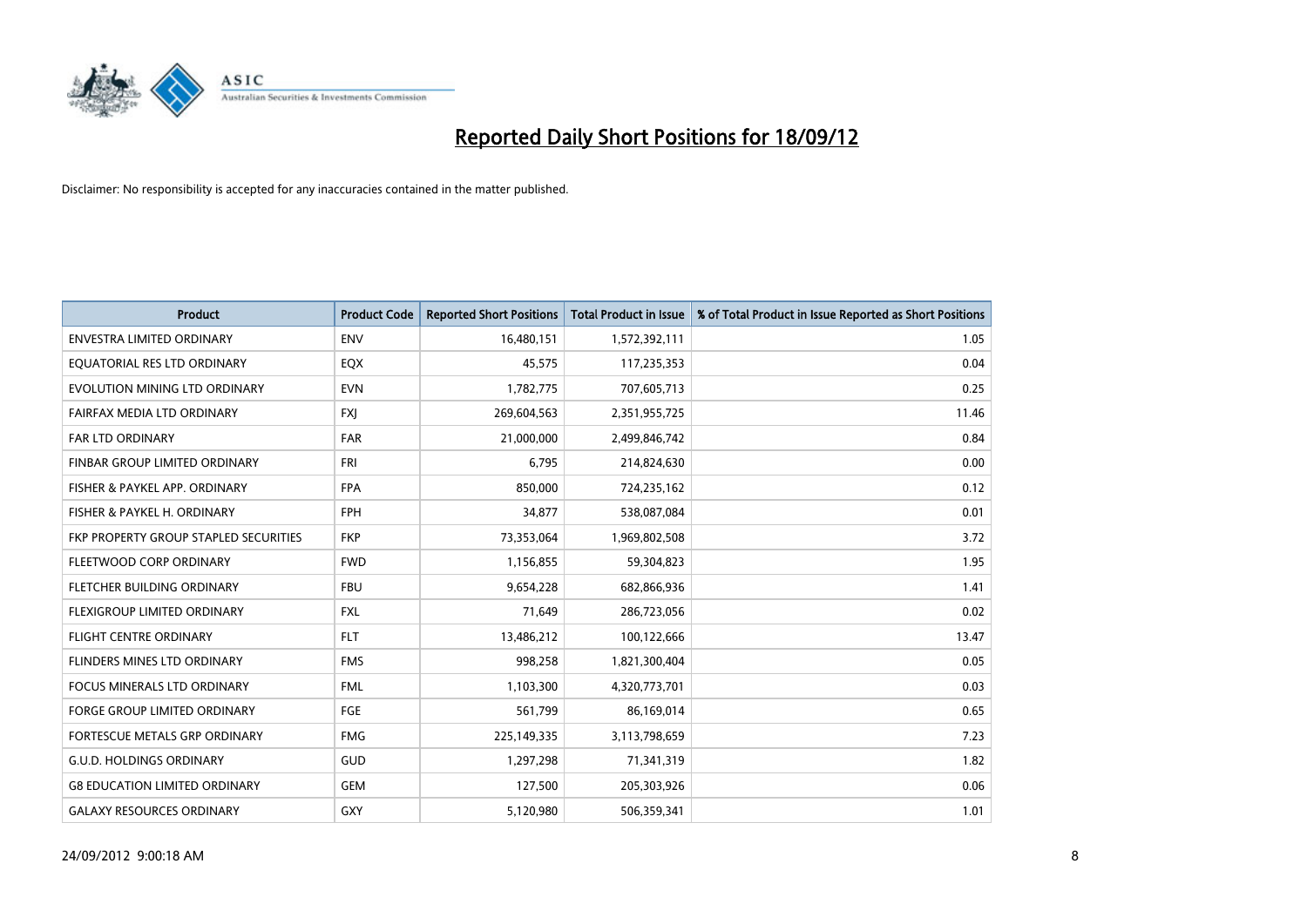# Reported Daily Short Positions for 18/09/12

Disclaimer: No responsibility is accepted for any inaccuracies contained in the matter published.

| Product | Product Code | Reported Short Positions | Total Product in Issue | % of Total Product in Issue Reported as Short Positions |
|---|---|---|---|---|
| ENVESTRA LIMITED ORDINARY | ENV | 16,480,151 | 1,572,392,111 | 1.05 |
| EQUATORIAL RES LTD ORDINARY | EQX | 45,575 | 117,235,353 | 0.04 |
| EVOLUTION MINING LTD ORDINARY | EVN | 1,782,775 | 707,605,713 | 0.25 |
| FAIRFAX MEDIA LTD ORDINARY | FXJ | 269,604,563 | 2,351,955,725 | 11.46 |
| FAR LTD ORDINARY | FAR | 21,000,000 | 2,499,846,742 | 0.84 |
| FINBAR GROUP LIMITED ORDINARY | FRI | 6,795 | 214,824,630 | 0.00 |
| FISHER & PAYKEL APP. ORDINARY | FPA | 850,000 | 724,235,162 | 0.12 |
| FISHER & PAYKEL H. ORDINARY | FPH | 34,877 | 538,087,084 | 0.01 |
| FKP PROPERTY GROUP STAPLED SECURITIES | FKP | 73,353,064 | 1,969,802,508 | 3.72 |
| FLEETWOOD CORP ORDINARY | FWD | 1,156,855 | 59,304,823 | 1.95 |
| FLETCHER BUILDING ORDINARY | FBU | 9,654,228 | 682,866,936 | 1.41 |
| FLEXIGROUP LIMITED ORDINARY | FXL | 71,649 | 286,723,056 | 0.02 |
| FLIGHT CENTRE ORDINARY | FLT | 13,486,212 | 100,122,666 | 13.47 |
| FLINDERS MINES LTD ORDINARY | FMS | 998,258 | 1,821,300,404 | 0.05 |
| FOCUS MINERALS LTD ORDINARY | FML | 1,103,300 | 4,320,773,701 | 0.03 |
| FORGE GROUP LIMITED ORDINARY | FGE | 561,799 | 86,169,014 | 0.65 |
| FORTESCUE METALS GRP ORDINARY | FMG | 225,149,335 | 3,113,798,659 | 7.23 |
| G.U.D. HOLDINGS ORDINARY | GUD | 1,297,298 | 71,341,319 | 1.82 |
| G8 EDUCATION LIMITED ORDINARY | GEM | 127,500 | 205,303,926 | 0.06 |
| GALAXY RESOURCES ORDINARY | GXY | 5,120,980 | 506,359,341 | 1.01 |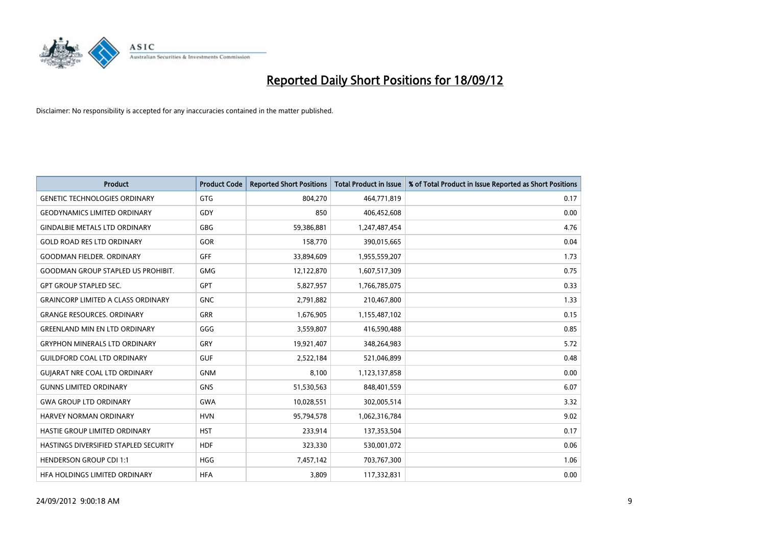# Reported Daily Short Positions for 18/09/12

Disclaimer: No responsibility is accepted for any inaccuracies contained in the matter published.

| Product | Product Code | Reported Short Positions | Total Product in Issue | % of Total Product in Issue Reported as Short Positions |
|---|---|---|---|---|
| GENETIC TECHNOLOGIES ORDINARY | GTG | 804,270 | 464,771,819 | 0.17 |
| GEODYNAMICS LIMITED ORDINARY | GDY | 850 | 406,452,608 | 0.00 |
| GINDALBIE METALS LTD ORDINARY | GBG | 59,386,881 | 1,247,487,454 | 4.76 |
| GOLD ROAD RES LTD ORDINARY | GOR | 158,770 | 390,015,665 | 0.04 |
| GOODMAN FIELDER. ORDINARY | GFF | 33,894,609 | 1,955,559,207 | 1.73 |
| GOODMAN GROUP STAPLED US PROHIBIT. | GMG | 12,122,870 | 1,607,517,309 | 0.75 |
| GPT GROUP STAPLED SEC. | GPT | 5,827,957 | 1,766,785,075 | 0.33 |
| GRAINCORP LIMITED A CLASS ORDINARY | GNC | 2,791,882 | 210,467,800 | 1.33 |
| GRANGE RESOURCES. ORDINARY | GRR | 1,676,905 | 1,155,487,102 | 0.15 |
| GREENLAND MIN EN LTD ORDINARY | GGG | 3,559,807 | 416,590,488 | 0.85 |
| GRYPHON MINERALS LTD ORDINARY | GRY | 19,921,407 | 348,264,983 | 5.72 |
| GUILDFORD COAL LTD ORDINARY | GUF | 2,522,184 | 521,046,899 | 0.48 |
| GUJARAT NRE COAL LTD ORDINARY | GNM | 8,100 | 1,123,137,858 | 0.00 |
| GUNNS LIMITED ORDINARY | GNS | 51,530,563 | 848,401,559 | 6.07 |
| GWA GROUP LTD ORDINARY | GWA | 10,028,551 | 302,005,514 | 3.32 |
| HARVEY NORMAN ORDINARY | HVN | 95,794,578 | 1,062,316,784 | 9.02 |
| HASTIE GROUP LIMITED ORDINARY | HST | 233,914 | 137,353,504 | 0.17 |
| HASTINGS DIVERSIFIED STAPLED SECURITY | HDF | 323,330 | 530,001,072 | 0.06 |
| HENDERSON GROUP CDI 1:1 | HGG | 7,457,142 | 703,767,300 | 1.06 |
| HFA HOLDINGS LIMITED ORDINARY | HFA | 3,809 | 117,332,831 | 0.00 |

24/09/2012 9:00:18 AM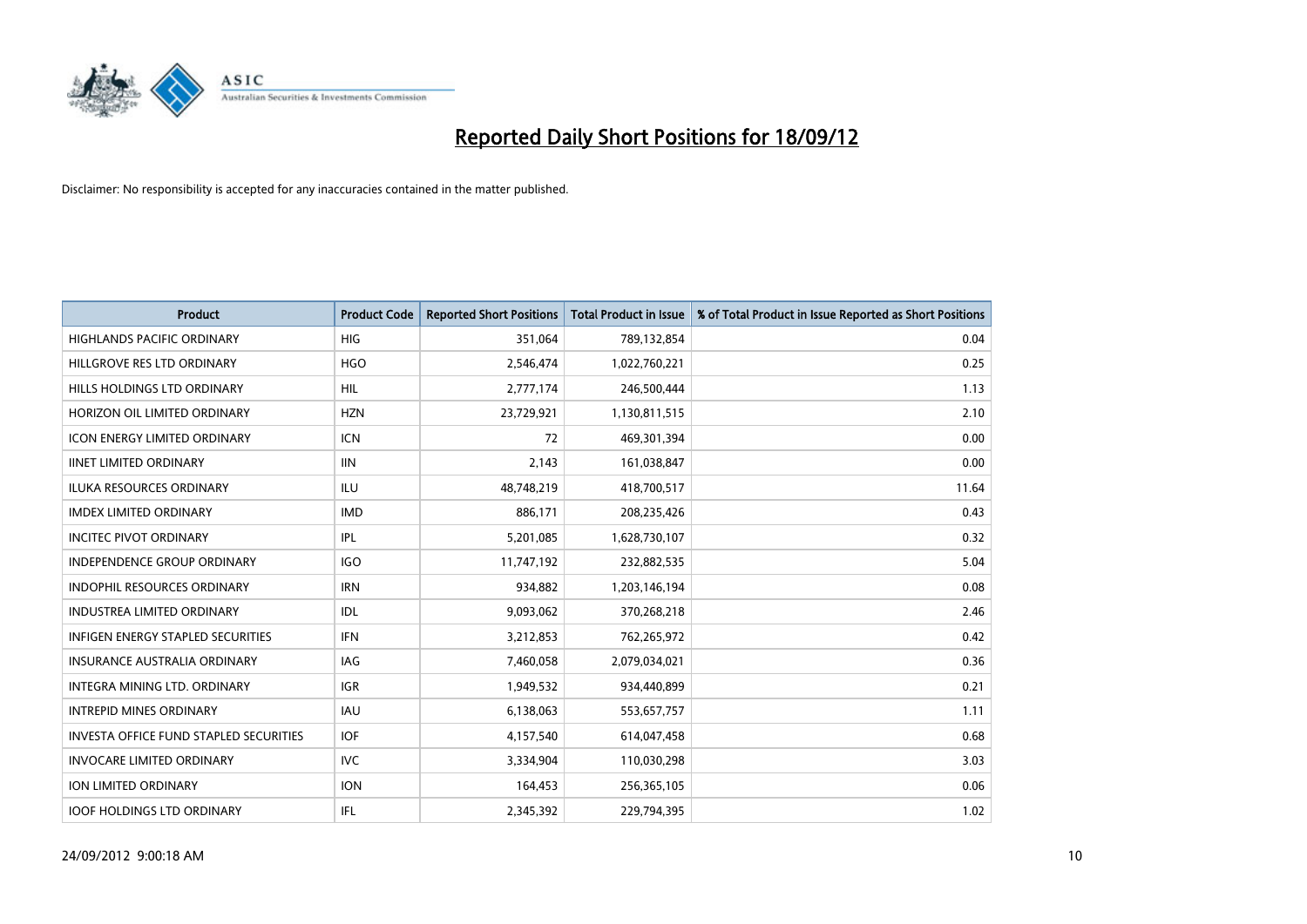# Reported Daily Short Positions for 18/09/12

Disclaimer: No responsibility is accepted for any inaccuracies contained in the matter published.

| Product | Product Code | Reported Short Positions | Total Product in Issue | % of Total Product in Issue Reported as Short Positions |
|---|---|---|---|---|
| HIGHLANDS PACIFIC ORDINARY | HIG | 351,064 | 789,132,854 | 0.04 |
| HILLGROVE RES LTD ORDINARY | HGO | 2,546,474 | 1,022,760,221 | 0.25 |
| HILLS HOLDINGS LTD ORDINARY | HIL | 2,777,174 | 246,500,444 | 1.13 |
| HORIZON OIL LIMITED ORDINARY | HZN | 23,729,921 | 1,130,811,515 | 2.10 |
| ICON ENERGY LIMITED ORDINARY | ICN | 72 | 469,301,394 | 0.00 |
| IINET LIMITED ORDINARY | IIN | 2,143 | 161,038,847 | 0.00 |
| ILUKA RESOURCES ORDINARY | ILU | 48,748,219 | 418,700,517 | 11.64 |
| IMDEX LIMITED ORDINARY | IMD | 886,171 | 208,235,426 | 0.43 |
| INCITEC PIVOT ORDINARY | IPL | 5,201,085 | 1,628,730,107 | 0.32 |
| INDEPENDENCE GROUP ORDINARY | IGO | 11,747,192 | 232,882,535 | 5.04 |
| INDOPHIL RESOURCES ORDINARY | IRN | 934,882 | 1,203,146,194 | 0.08 |
| INDUSTREA LIMITED ORDINARY | IDL | 9,093,062 | 370,268,218 | 2.46 |
| INFIGEN ENERGY STAPLED SECURITIES | IFN | 3,212,853 | 762,265,972 | 0.42 |
| INSURANCE AUSTRALIA ORDINARY | IAG | 7,460,058 | 2,079,034,021 | 0.36 |
| INTEGRA MINING LTD. ORDINARY | IGR | 1,949,532 | 934,440,899 | 0.21 |
| INTREPID MINES ORDINARY | IAU | 6,138,063 | 553,657,757 | 1.11 |
| INVESTA OFFICE FUND STAPLED SECURITIES | IOF | 4,157,540 | 614,047,458 | 0.68 |
| INVOCARE LIMITED ORDINARY | IVC | 3,334,904 | 110,030,298 | 3.03 |
| ION LIMITED ORDINARY | ION | 164,453 | 256,365,105 | 0.06 |
| IOOF HOLDINGS LTD ORDINARY | IFL | 2,345,392 | 229,794,395 | 1.02 |

24/09/2012 9:00:18 AM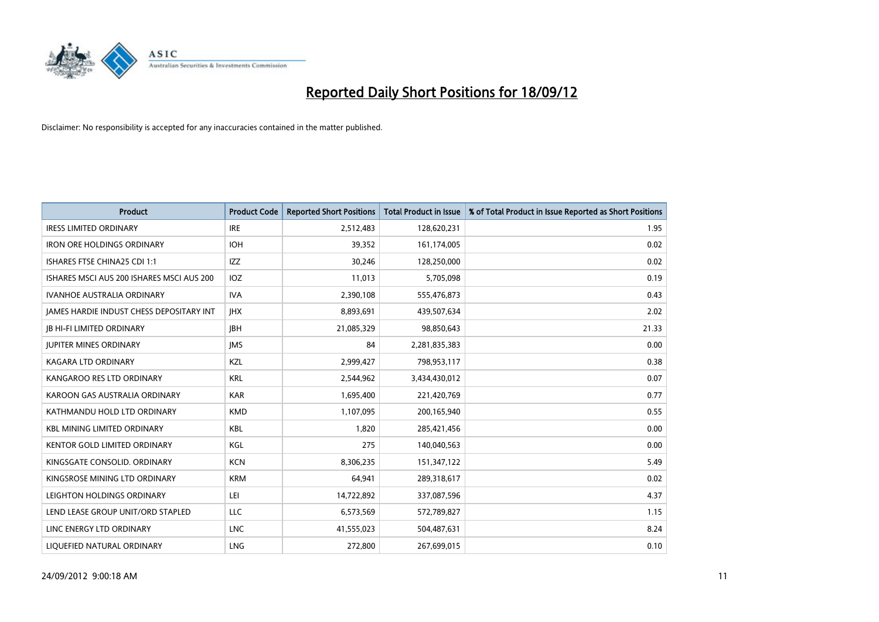# Reported Daily Short Positions for 18/09/12

Disclaimer: No responsibility is accepted for any inaccuracies contained in the matter published.

| Product | Product Code | Reported Short Positions | Total Product in Issue | % of Total Product in Issue Reported as Short Positions |
|---|---|---|---|---|
| IRESS LIMITED ORDINARY | IRE | 2,512,483 | 128,620,231 | 1.95 |
| IRON ORE HOLDINGS ORDINARY | IOH | 39,352 | 161,174,005 | 0.02 |
| ISHARES FTSE CHINA25 CDI 1:1 | IZZ | 30,246 | 128,250,000 | 0.02 |
| ISHARES MSCI AUS 200 ISHARES MSCI AUS 200 | IOZ | 11,013 | 5,705,098 | 0.19 |
| IVANHOE AUSTRALIA ORDINARY | IVA | 2,390,108 | 555,476,873 | 0.43 |
| JAMES HARDIE INDUST CHESS DEPOSITARY INT | JHX | 8,893,691 | 439,507,634 | 2.02 |
| JB HI-FI LIMITED ORDINARY | JBH | 21,085,329 | 98,850,643 | 21.33 |
| JUPITER MINES ORDINARY | JMS | 84 | 2,281,835,383 | 0.00 |
| KAGARA LTD ORDINARY | KZL | 2,999,427 | 798,953,117 | 0.38 |
| KANGAROO RES LTD ORDINARY | KRL | 2,544,962 | 3,434,430,012 | 0.07 |
| KAROON GAS AUSTRALIA ORDINARY | KAR | 1,695,400 | 221,420,769 | 0.77 |
| KATHMANDU HOLD LTD ORDINARY | KMD | 1,107,095 | 200,165,940 | 0.55 |
| KBL MINING LIMITED ORDINARY | KBL | 1,820 | 285,421,456 | 0.00 |
| KENTOR GOLD LIMITED ORDINARY | KGL | 275 | 140,040,563 | 0.00 |
| KINGSGATE CONSOLID. ORDINARY | KCN | 8,306,235 | 151,347,122 | 5.49 |
| KINGSROSE MINING LTD ORDINARY | KRM | 64,941 | 289,318,617 | 0.02 |
| LEIGHTON HOLDINGS ORDINARY | LEI | 14,722,892 | 337,087,596 | 4.37 |
| LEND LEASE GROUP UNIT/ORD STAPLED | LLC | 6,573,569 | 572,789,827 | 1.15 |
| LINC ENERGY LTD ORDINARY | LNC | 41,555,023 | 504,487,631 | 8.24 |
| LIQUEFIED NATURAL ORDINARY | LNG | 272,800 | 267,699,015 | 0.10 |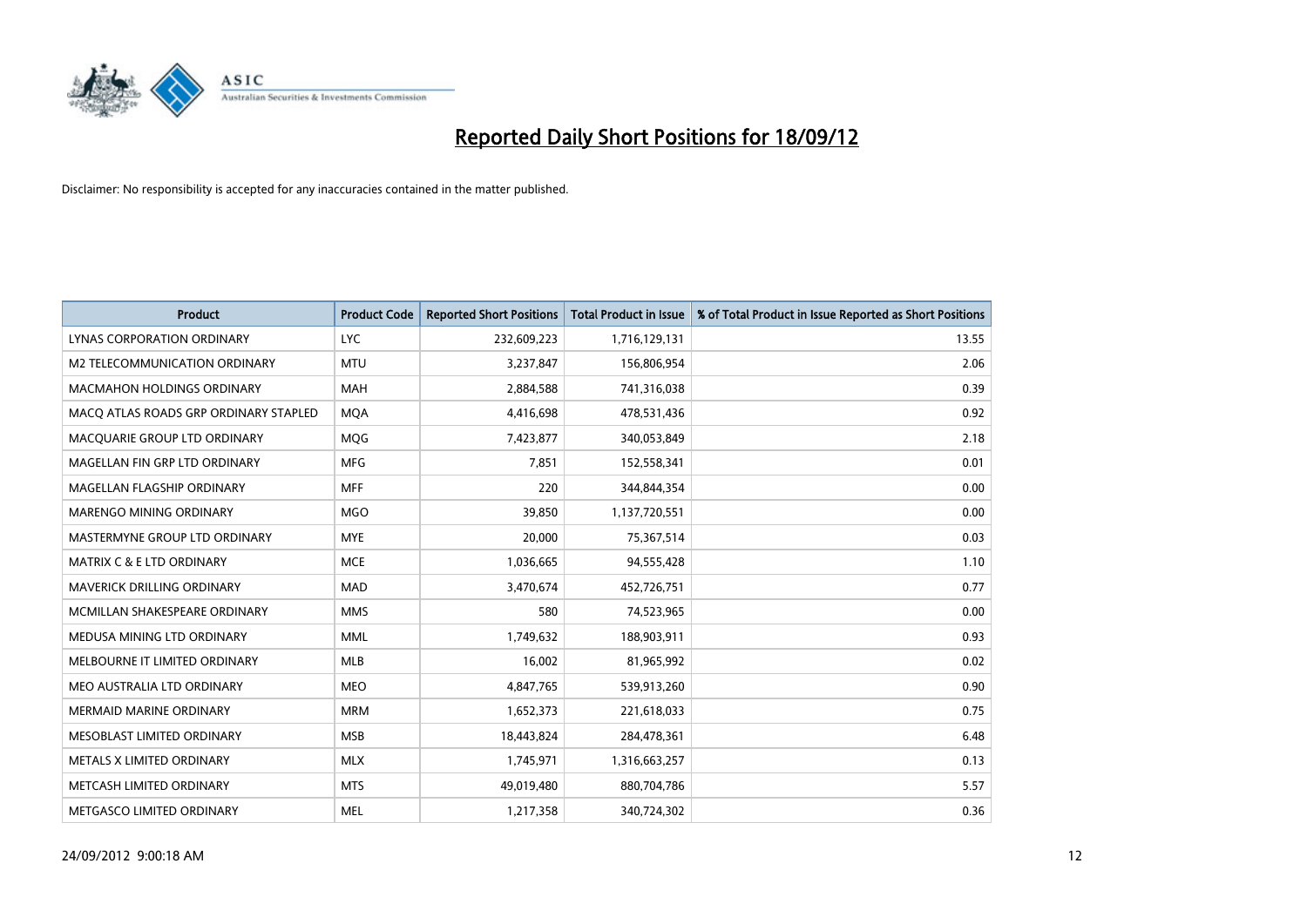# Reported Daily Short Positions for 18/09/12

Disclaimer: No responsibility is accepted for any inaccuracies contained in the matter published.

| Product | Product Code | Reported Short Positions | Total Product in Issue | % of Total Product in Issue Reported as Short Positions |
|---|---|---|---|---|
| LYNAS CORPORATION ORDINARY | LYC | 232,609,223 | 1,716,129,131 | 13.55 |
| M2 TELECOMMUNICATION ORDINARY | MTU | 3,237,847 | 156,806,954 | 2.06 |
| MACMAHON HOLDINGS ORDINARY | MAH | 2,884,588 | 741,316,038 | 0.39 |
| MACQ ATLAS ROADS GRP ORDINARY STAPLED | MQA | 4,416,698 | 478,531,436 | 0.92 |
| MACQUARIE GROUP LTD ORDINARY | MQG | 7,423,877 | 340,053,849 | 2.18 |
| MAGELLAN FIN GRP LTD ORDINARY | MFG | 7,851 | 152,558,341 | 0.01 |
| MAGELLAN FLAGSHIP ORDINARY | MFF | 220 | 344,844,354 | 0.00 |
| MARENGO MINING ORDINARY | MGO | 39,850 | 1,137,720,551 | 0.00 |
| MASTERMYNE GROUP LTD ORDINARY | MYE | 20,000 | 75,367,514 | 0.03 |
| MATRIX C & E LTD ORDINARY | MCE | 1,036,665 | 94,555,428 | 1.10 |
| MAVERICK DRILLING ORDINARY | MAD | 3,470,674 | 452,726,751 | 0.77 |
| MCMILLAN SHAKESPEARE ORDINARY | MMS | 580 | 74,523,965 | 0.00 |
| MEDUSA MINING LTD ORDINARY | MML | 1,749,632 | 188,903,911 | 0.93 |
| MELBOURNE IT LIMITED ORDINARY | MLB | 16,002 | 81,965,992 | 0.02 |
| MEO AUSTRALIA LTD ORDINARY | MEO | 4,847,765 | 539,913,260 | 0.90 |
| MERMAID MARINE ORDINARY | MRM | 1,652,373 | 221,618,033 | 0.75 |
| MESOBLAST LIMITED ORDINARY | MSB | 18,443,824 | 284,478,361 | 6.48 |
| METALS X LIMITED ORDINARY | MLX | 1,745,971 | 1,316,663,257 | 0.13 |
| METCASH LIMITED ORDINARY | MTS | 49,019,480 | 880,704,786 | 5.57 |
| METGASCO LIMITED ORDINARY | MEL | 1,217,358 | 340,724,302 | 0.36 |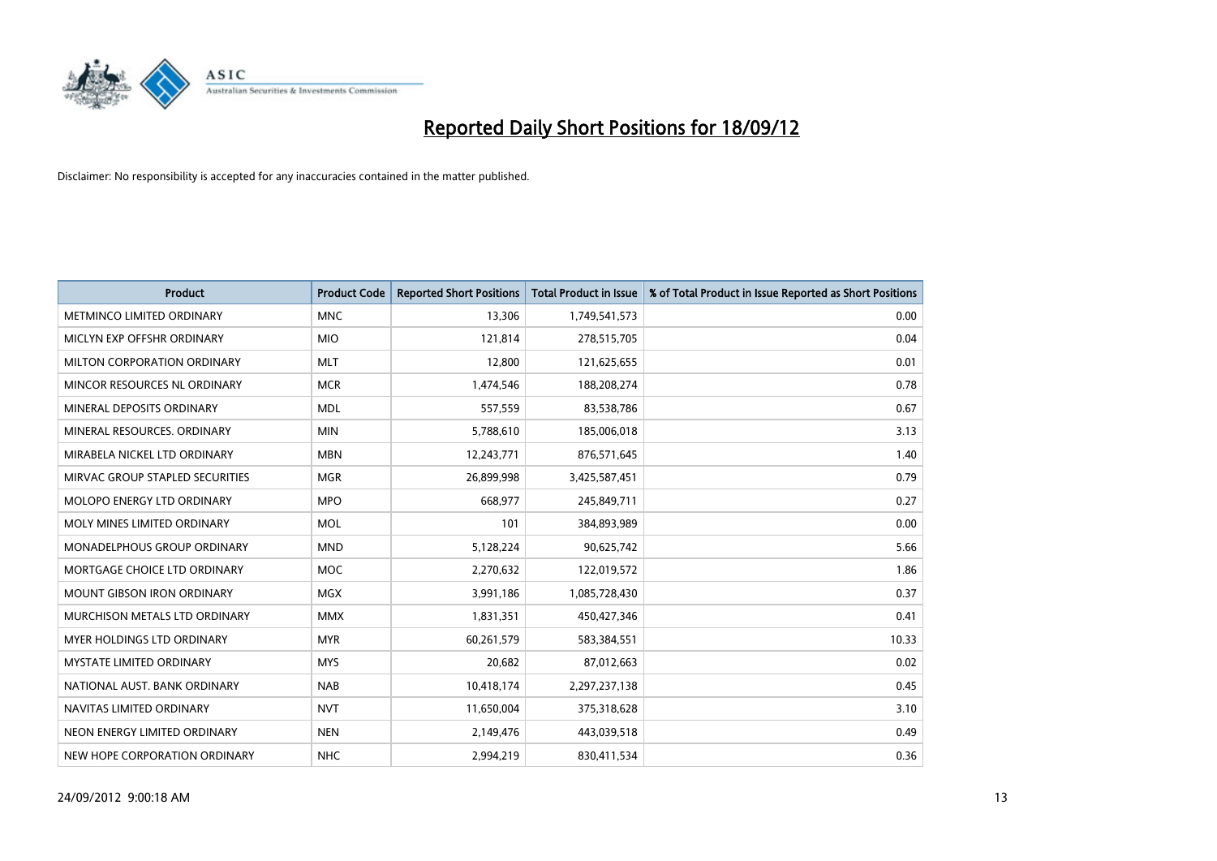# Reported Daily Short Positions for 18/09/12

Disclaimer: No responsibility is accepted for any inaccuracies contained in the matter published.

| Product | Product Code | Reported Short Positions | Total Product in Issue | % of Total Product in Issue Reported as Short Positions |
|---|---|---|---|---|
| METMINCO LIMITED ORDINARY | MNC | 13,306 | 1,749,541,573 | 0.00 |
| MICLYN EXP OFFSHR ORDINARY | MIO | 121,814 | 278,515,705 | 0.04 |
| MILTON CORPORATION ORDINARY | MLT | 12,800 | 121,625,655 | 0.01 |
| MINCOR RESOURCES NL ORDINARY | MCR | 1,474,546 | 188,208,274 | 0.78 |
| MINERAL DEPOSITS ORDINARY | MDL | 557,559 | 83,538,786 | 0.67 |
| MINERAL RESOURCES. ORDINARY | MIN | 5,788,610 | 185,006,018 | 3.13 |
| MIRABELA NICKEL LTD ORDINARY | MBN | 12,243,771 | 876,571,645 | 1.40 |
| MIRVAC GROUP STAPLED SECURITIES | MGR | 26,899,998 | 3,425,587,451 | 0.79 |
| MOLOPO ENERGY LTD ORDINARY | MPO | 668,977 | 245,849,711 | 0.27 |
| MOLY MINES LIMITED ORDINARY | MOL | 101 | 384,893,989 | 0.00 |
| MONADELPHOUS GROUP ORDINARY | MND | 5,128,224 | 90,625,742 | 5.66 |
| MORTGAGE CHOICE LTD ORDINARY | MOC | 2,270,632 | 122,019,572 | 1.86 |
| MOUNT GIBSON IRON ORDINARY | MGX | 3,991,186 | 1,085,728,430 | 0.37 |
| MURCHISON METALS LTD ORDINARY | MMX | 1,831,351 | 450,427,346 | 0.41 |
| MYER HOLDINGS LTD ORDINARY | MYR | 60,261,579 | 583,384,551 | 10.33 |
| MYSTATE LIMITED ORDINARY | MYS | 20,682 | 87,012,663 | 0.02 |
| NATIONAL AUST. BANK ORDINARY | NAB | 10,418,174 | 2,297,237,138 | 0.45 |
| NAVITAS LIMITED ORDINARY | NVT | 11,650,004 | 375,318,628 | 3.10 |
| NEON ENERGY LIMITED ORDINARY | NEN | 2,149,476 | 443,039,518 | 0.49 |
| NEW HOPE CORPORATION ORDINARY | NHC | 2,994,219 | 830,411,534 | 0.36 |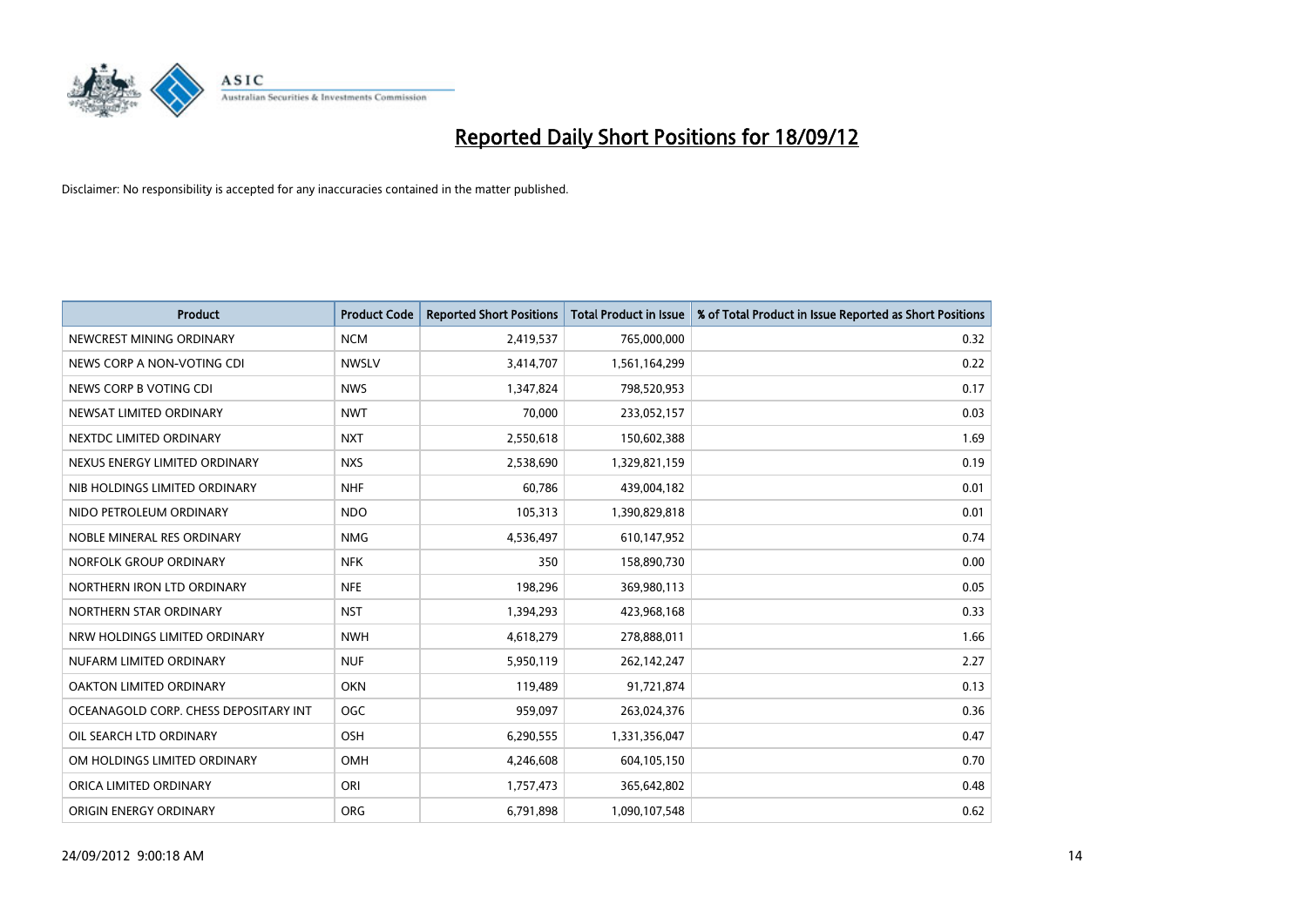# Reported Daily Short Positions for 18/09/12

Disclaimer: No responsibility is accepted for any inaccuracies contained in the matter published.

| Product | Product Code | Reported Short Positions | Total Product in Issue | % of Total Product in Issue Reported as Short Positions |
|---|---|---|---|---|
| NEWCREST MINING ORDINARY | NCM | 2,419,537 | 765,000,000 | 0.32 |
| NEWS CORP A NON-VOTING CDI | NWSLV | 3,414,707 | 1,561,164,299 | 0.22 |
| NEWS CORP B VOTING CDI | NWS | 1,347,824 | 798,520,953 | 0.17 |
| NEWSAT LIMITED ORDINARY | NWT | 70,000 | 233,052,157 | 0.03 |
| NEXTDC LIMITED ORDINARY | NXT | 2,550,618 | 150,602,388 | 1.69 |
| NEXUS ENERGY LIMITED ORDINARY | NXS | 2,538,690 | 1,329,821,159 | 0.19 |
| NIB HOLDINGS LIMITED ORDINARY | NHF | 60,786 | 439,004,182 | 0.01 |
| NIDO PETROLEUM ORDINARY | NDO | 105,313 | 1,390,829,818 | 0.01 |
| NOBLE MINERAL RES ORDINARY | NMG | 4,536,497 | 610,147,952 | 0.74 |
| NORFOLK GROUP ORDINARY | NFK | 350 | 158,890,730 | 0.00 |
| NORTHERN IRON LTD ORDINARY | NFE | 198,296 | 369,980,113 | 0.05 |
| NORTHERN STAR ORDINARY | NST | 1,394,293 | 423,968,168 | 0.33 |
| NRW HOLDINGS LIMITED ORDINARY | NWH | 4,618,279 | 278,888,011 | 1.66 |
| NUFARM LIMITED ORDINARY | NUF | 5,950,119 | 262,142,247 | 2.27 |
| OAKTON LIMITED ORDINARY | OKN | 119,489 | 91,721,874 | 0.13 |
| OCEANAGOLD CORP. CHESS DEPOSITARY INT | OGC | 959,097 | 263,024,376 | 0.36 |
| OIL SEARCH LTD ORDINARY | OSH | 6,290,555 | 1,331,356,047 | 0.47 |
| OM HOLDINGS LIMITED ORDINARY | OMH | 4,246,608 | 604,105,150 | 0.70 |
| ORICA LIMITED ORDINARY | ORI | 1,757,473 | 365,642,802 | 0.48 |
| ORIGIN ENERGY ORDINARY | ORG | 6,791,898 | 1,090,107,548 | 0.62 |

24/09/2012 9:00:18 AM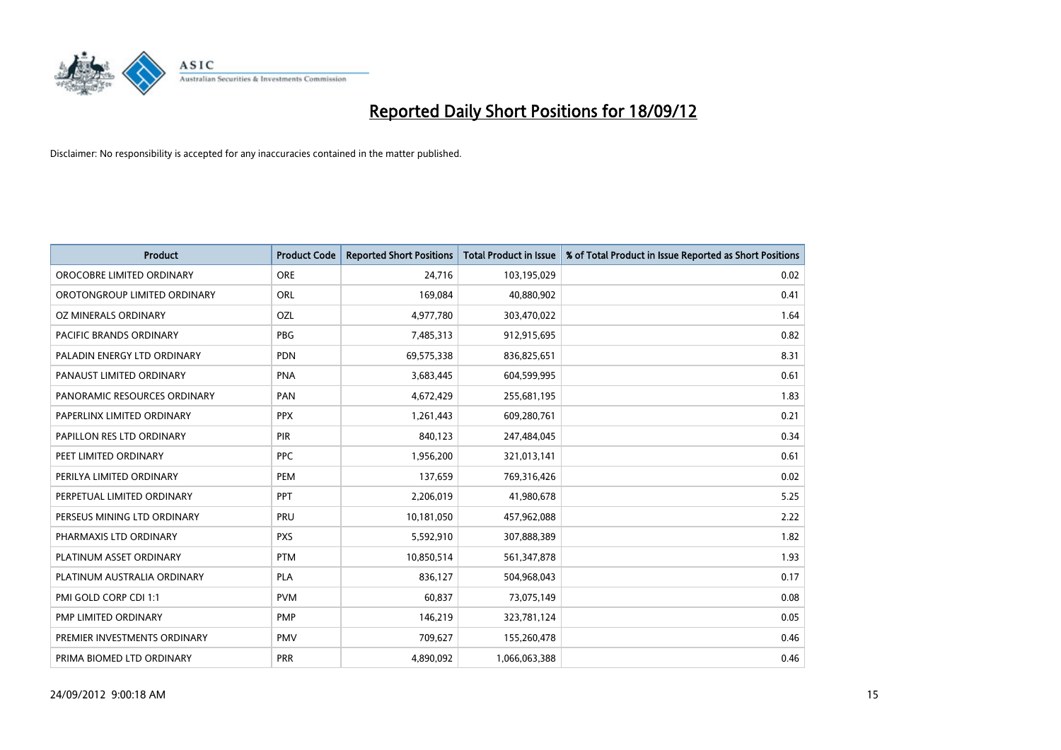# Reported Daily Short Positions for 18/09/12

Disclaimer: No responsibility is accepted for any inaccuracies contained in the matter published.

| Product | Product Code | Reported Short Positions | Total Product in Issue | % of Total Product in Issue Reported as Short Positions |
|---|---|---|---|---|
| OROCOBRE LIMITED ORDINARY | ORE | 24,716 | 103,195,029 | 0.02 |
| OROTONGROUP LIMITED ORDINARY | ORL | 169,084 | 40,880,902 | 0.41 |
| OZ MINERALS ORDINARY | OZL | 4,977,780 | 303,470,022 | 1.64 |
| PACIFIC BRANDS ORDINARY | PBG | 7,485,313 | 912,915,695 | 0.82 |
| PALADIN ENERGY LTD ORDINARY | PDN | 69,575,338 | 836,825,651 | 8.31 |
| PANAUST LIMITED ORDINARY | PNA | 3,683,445 | 604,599,995 | 0.61 |
| PANORAMIC RESOURCES ORDINARY | PAN | 4,672,429 | 255,681,195 | 1.83 |
| PAPERLINX LIMITED ORDINARY | PPX | 1,261,443 | 609,280,761 | 0.21 |
| PAPILLON RES LTD ORDINARY | PIR | 840,123 | 247,484,045 | 0.34 |
| PEET LIMITED ORDINARY | PPC | 1,956,200 | 321,013,141 | 0.61 |
| PERILYA LIMITED ORDINARY | PEM | 137,659 | 769,316,426 | 0.02 |
| PERPETUAL LIMITED ORDINARY | PPT | 2,206,019 | 41,980,678 | 5.25 |
| PERSEUS MINING LTD ORDINARY | PRU | 10,181,050 | 457,962,088 | 2.22 |
| PHARMAXIS LTD ORDINARY | PXS | 5,592,910 | 307,888,389 | 1.82 |
| PLATINUM ASSET ORDINARY | PTM | 10,850,514 | 561,347,878 | 1.93 |
| PLATINUM AUSTRALIA ORDINARY | PLA | 836,127 | 504,968,043 | 0.17 |
| PMI GOLD CORP CDI 1:1 | PVM | 60,837 | 73,075,149 | 0.08 |
| PMP LIMITED ORDINARY | PMP | 146,219 | 323,781,124 | 0.05 |
| PREMIER INVESTMENTS ORDINARY | PMV | 709,627 | 155,260,478 | 0.46 |
| PRIMA BIOMED LTD ORDINARY | PRR | 4,890,092 | 1,066,063,388 | 0.46 |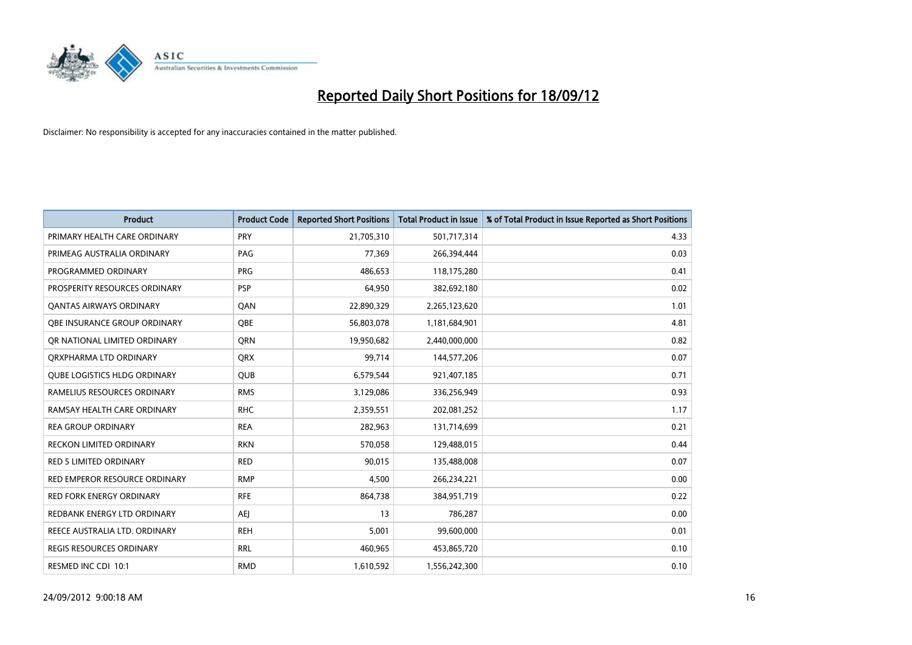# Reported Daily Short Positions for 18/09/12

Disclaimer: No responsibility is accepted for any inaccuracies contained in the matter published.

| Product | Product Code | Reported Short Positions | Total Product in Issue | % of Total Product in Issue Reported as Short Positions |
|---|---|---|---|---|
| PRIMARY HEALTH CARE ORDINARY | PRY | 21,705,310 | 501,717,314 | 4.33 |
| PRIMEAG AUSTRALIA ORDINARY | PAG | 77,369 | 266,394,444 | 0.03 |
| PROGRAMMED ORDINARY | PRG | 486,653 | 118,175,280 | 0.41 |
| PROSPERITY RESOURCES ORDINARY | PSP | 64,950 | 382,692,180 | 0.02 |
| QANTAS AIRWAYS ORDINARY | QAN | 22,890,329 | 2,265,123,620 | 1.01 |
| QBE INSURANCE GROUP ORDINARY | QBE | 56,803,078 | 1,181,684,901 | 4.81 |
| QR NATIONAL LIMITED ORDINARY | QRN | 19,950,682 | 2,440,000,000 | 0.82 |
| QRXPHARMA LTD ORDINARY | QRX | 99,714 | 144,577,206 | 0.07 |
| QUBE LOGISTICS HLDG ORDINARY | QUB | 6,579,544 | 921,407,185 | 0.71 |
| RAMELIUS RESOURCES ORDINARY | RMS | 3,129,086 | 336,256,949 | 0.93 |
| RAMSAY HEALTH CARE ORDINARY | RHC | 2,359,551 | 202,081,252 | 1.17 |
| REA GROUP ORDINARY | REA | 282,963 | 131,714,699 | 0.21 |
| RECKON LIMITED ORDINARY | RKN | 570,058 | 129,488,015 | 0.44 |
| RED 5 LIMITED ORDINARY | RED | 90,015 | 135,488,008 | 0.07 |
| RED EMPEROR RESOURCE ORDINARY | RMP | 4,500 | 266,234,221 | 0.00 |
| RED FORK ENERGY ORDINARY | RFE | 864,738 | 384,951,719 | 0.22 |
| REDBANK ENERGY LTD ORDINARY | AEJ | 13 | 786,287 | 0.00 |
| REECE AUSTRALIA LTD. ORDINARY | REH | 5,001 | 99,600,000 | 0.01 |
| REGIS RESOURCES ORDINARY | RRL | 460,965 | 453,865,720 | 0.10 |
| RESMED INC CDI 10:1 | RMD | 1,610,592 | 1,556,242,300 | 0.10 |

24/09/2012 9:00:18 AM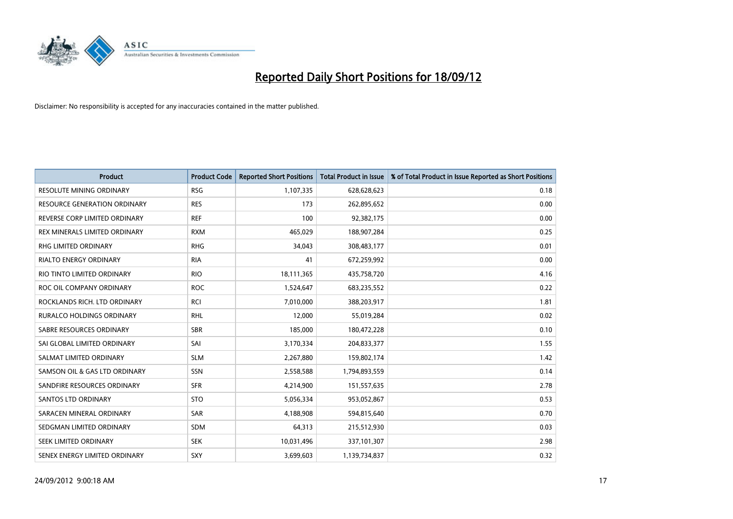# Reported Daily Short Positions for 18/09/12

Disclaimer: No responsibility is accepted for any inaccuracies contained in the matter published.

| Product | Product Code | Reported Short Positions | Total Product in Issue | % of Total Product in Issue Reported as Short Positions |
|---|---|---|---|---|
| RESOLUTE MINING ORDINARY | RSG | 1,107,335 | 628,628,623 | 0.18 |
| RESOURCE GENERATION ORDINARY | RES | 173 | 262,895,652 | 0.00 |
| REVERSE CORP LIMITED ORDINARY | REF | 100 | 92,382,175 | 0.00 |
| REX MINERALS LIMITED ORDINARY | RXM | 465,029 | 188,907,284 | 0.25 |
| RHG LIMITED ORDINARY | RHG | 34,043 | 308,483,177 | 0.01 |
| RIALTO ENERGY ORDINARY | RIA | 41 | 672,259,992 | 0.00 |
| RIO TINTO LIMITED ORDINARY | RIO | 18,111,365 | 435,758,720 | 4.16 |
| ROC OIL COMPANY ORDINARY | ROC | 1,524,647 | 683,235,552 | 0.22 |
| ROCKLANDS RICH. LTD ORDINARY | RCI | 7,010,000 | 388,203,917 | 1.81 |
| RURALCO HOLDINGS ORDINARY | RHL | 12,000 | 55,019,284 | 0.02 |
| SABRE RESOURCES ORDINARY | SBR | 185,000 | 180,472,228 | 0.10 |
| SAI GLOBAL LIMITED ORDINARY | SAI | 3,170,334 | 204,833,377 | 1.55 |
| SALMAT LIMITED ORDINARY | SLM | 2,267,880 | 159,802,174 | 1.42 |
| SAMSON OIL & GAS LTD ORDINARY | SSN | 2,558,588 | 1,794,893,559 | 0.14 |
| SANDFIRE RESOURCES ORDINARY | SFR | 4,214,900 | 151,557,635 | 2.78 |
| SANTOS LTD ORDINARY | STO | 5,056,334 | 953,052,867 | 0.53 |
| SARACEN MINERAL ORDINARY | SAR | 4,188,908 | 594,815,640 | 0.70 |
| SEDGMAN LIMITED ORDINARY | SDM | 64,313 | 215,512,930 | 0.03 |
| SEEK LIMITED ORDINARY | SEK | 10,031,496 | 337,101,307 | 2.98 |
| SENEX ENERGY LIMITED ORDINARY | SXY | 3,699,603 | 1,139,734,837 | 0.32 |

24/09/2012 9:00:18 AM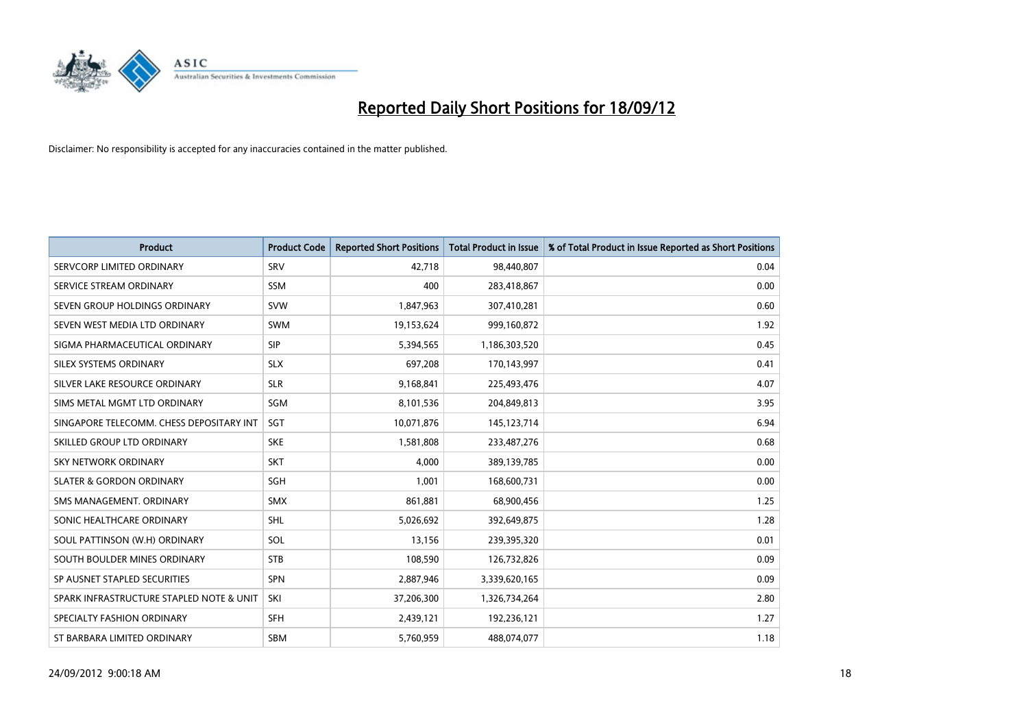# Reported Daily Short Positions for 18/09/12

Disclaimer: No responsibility is accepted for any inaccuracies contained in the matter published.

| Product | Product Code | Reported Short Positions | Total Product in Issue | % of Total Product in Issue Reported as Short Positions |
|---|---|---|---|---|
| SERVCORP LIMITED ORDINARY | SRV | 42,718 | 98,440,807 | 0.04 |
| SERVICE STREAM ORDINARY | SSM | 400 | 283,418,867 | 0.00 |
| SEVEN GROUP HOLDINGS ORDINARY | SVW | 1,847,963 | 307,410,281 | 0.60 |
| SEVEN WEST MEDIA LTD ORDINARY | SWM | 19,153,624 | 999,160,872 | 1.92 |
| SIGMA PHARMACEUTICAL ORDINARY | SIP | 5,394,565 | 1,186,303,520 | 0.45 |
| SILEX SYSTEMS ORDINARY | SLX | 697,208 | 170,143,997 | 0.41 |
| SILVER LAKE RESOURCE ORDINARY | SLR | 9,168,841 | 225,493,476 | 4.07 |
| SIMS METAL MGMT LTD ORDINARY | SGM | 8,101,536 | 204,849,813 | 3.95 |
| SINGAPORE TELECOMM. CHESS DEPOSITARY INT | SGT | 10,071,876 | 145,123,714 | 6.94 |
| SKILLED GROUP LTD ORDINARY | SKE | 1,581,808 | 233,487,276 | 0.68 |
| SKY NETWORK ORDINARY | SKT | 4,000 | 389,139,785 | 0.00 |
| SLATER & GORDON ORDINARY | SGH | 1,001 | 168,600,731 | 0.00 |
| SMS MANAGEMENT. ORDINARY | SMX | 861,881 | 68,900,456 | 1.25 |
| SONIC HEALTHCARE ORDINARY | SHL | 5,026,692 | 392,649,875 | 1.28 |
| SOUL PATTINSON (W.H) ORDINARY | SOL | 13,156 | 239,395,320 | 0.01 |
| SOUTH BOULDER MINES ORDINARY | STB | 108,590 | 126,732,826 | 0.09 |
| SP AUSNET STAPLED SECURITIES | SPN | 2,887,946 | 3,339,620,165 | 0.09 |
| SPARK INFRASTRUCTURE STAPLED NOTE & UNIT | SKI | 37,206,300 | 1,326,734,264 | 2.80 |
| SPECIALTY FASHION ORDINARY | SFH | 2,439,121 | 192,236,121 | 1.27 |
| ST BARBARA LIMITED ORDINARY | SBM | 5,760,959 | 488,074,077 | 1.18 |

24/09/2012 9:00:18 AM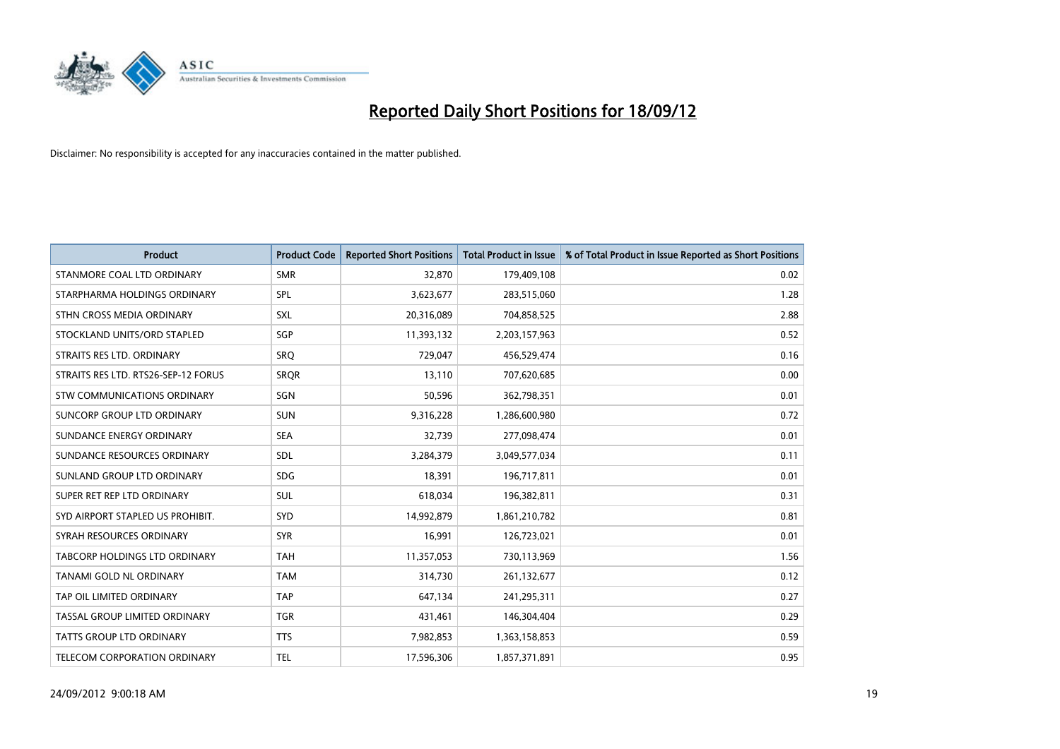# Reported Daily Short Positions for 18/09/12

Disclaimer: No responsibility is accepted for any inaccuracies contained in the matter published.

| Product | Product Code | Reported Short Positions | Total Product in Issue | % of Total Product in Issue Reported as Short Positions |
| --- | --- | --- | --- | --- |
| STANMORE COAL LTD ORDINARY | SMR | 32,870 | 179,409,108 | 0.02 |
| STARPHARMA HOLDINGS ORDINARY | SPL | 3,623,677 | 283,515,060 | 1.28 |
| STHN CROSS MEDIA ORDINARY | SXL | 20,316,089 | 704,858,525 | 2.88 |
| STOCKLAND UNITS/ORD STAPLED | SGP | 11,393,132 | 2,203,157,963 | 0.52 |
| STRAITS RES LTD. ORDINARY | SRQ | 729,047 | 456,529,474 | 0.16 |
| STRAITS RES LTD. RTS26-SEP-12 FORUS | SRQR | 13,110 | 707,620,685 | 0.00 |
| STW COMMUNICATIONS ORDINARY | SGN | 50,596 | 362,798,351 | 0.01 |
| SUNCORP GROUP LTD ORDINARY | SUN | 9,316,228 | 1,286,600,980 | 0.72 |
| SUNDANCE ENERGY ORDINARY | SEA | 32,739 | 277,098,474 | 0.01 |
| SUNDANCE RESOURCES ORDINARY | SDL | 3,284,379 | 3,049,577,034 | 0.11 |
| SUNLAND GROUP LTD ORDINARY | SDG | 18,391 | 196,717,811 | 0.01 |
| SUPER RET REP LTD ORDINARY | SUL | 618,034 | 196,382,811 | 0.31 |
| SYD AIRPORT STAPLED US PROHIBIT. | SYD | 14,992,879 | 1,861,210,782 | 0.81 |
| SYRAH RESOURCES ORDINARY | SYR | 16,991 | 126,723,021 | 0.01 |
| TABCORP HOLDINGS LTD ORDINARY | TAH | 11,357,053 | 730,113,969 | 1.56 |
| TANAMI GOLD NL ORDINARY | TAM | 314,730 | 261,132,677 | 0.12 |
| TAP OIL LIMITED ORDINARY | TAP | 647,134 | 241,295,311 | 0.27 |
| TASSAL GROUP LIMITED ORDINARY | TGR | 431,461 | 146,304,404 | 0.29 |
| TATTS GROUP LTD ORDINARY | TTS | 7,982,853 | 1,363,158,853 | 0.59 |
| TELECOM CORPORATION ORDINARY | TEL | 17,596,306 | 1,857,371,891 | 0.95 |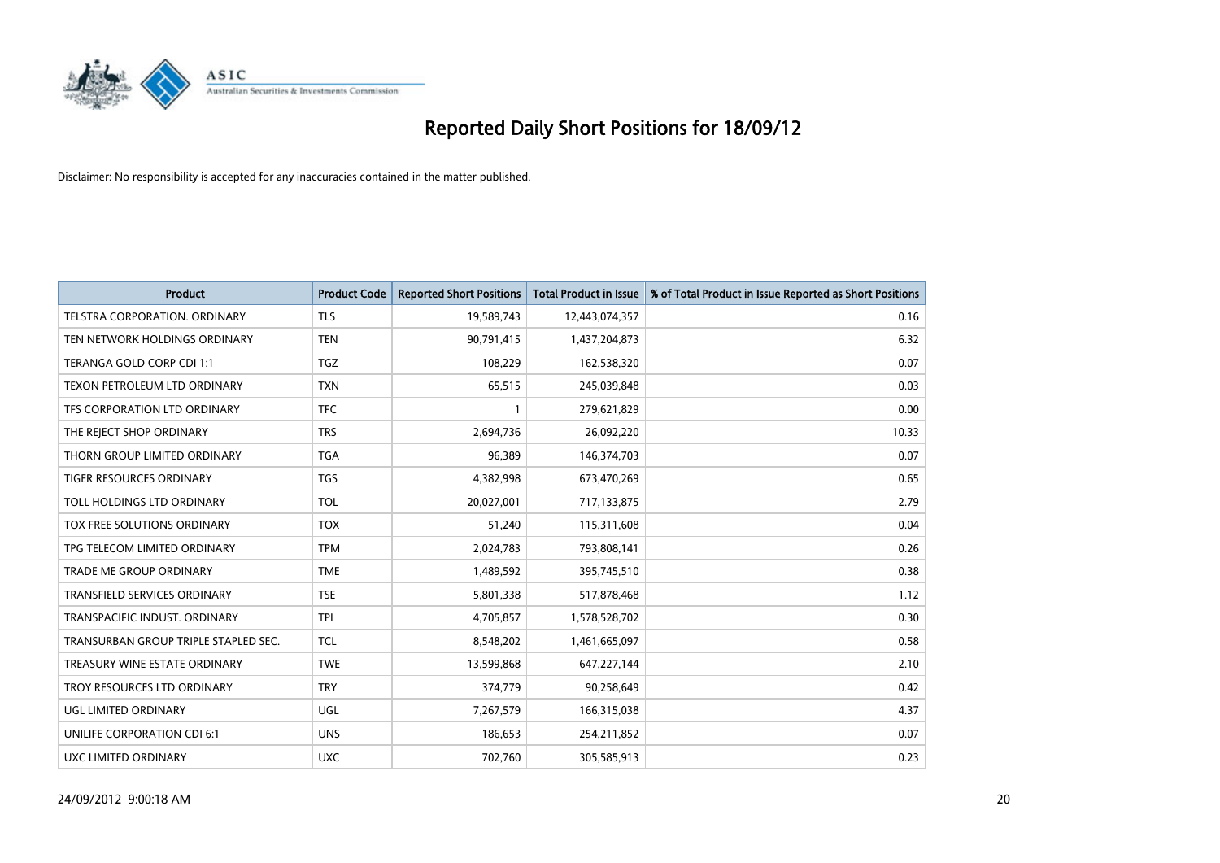# Reported Daily Short Positions for 18/09/12

Disclaimer: No responsibility is accepted for any inaccuracies contained in the matter published.

| Product | Product Code | Reported Short Positions | Total Product in Issue | % of Total Product in Issue Reported as Short Positions |
|---|---|---|---|---|
| TELSTRA CORPORATION. ORDINARY | TLS | 19,589,743 | 12,443,074,357 | 0.16 |
| TEN NETWORK HOLDINGS ORDINARY | TEN | 90,791,415 | 1,437,204,873 | 6.32 |
| TERANGA GOLD CORP CDI 1:1 | TGZ | 108,229 | 162,538,320 | 0.07 |
| TEXON PETROLEUM LTD ORDINARY | TXN | 65,515 | 245,039,848 | 0.03 |
| TFS CORPORATION LTD ORDINARY | TFC | 1 | 279,621,829 | 0.00 |
| THE REJECT SHOP ORDINARY | TRS | 2,694,736 | 26,092,220 | 10.33 |
| THORN GROUP LIMITED ORDINARY | TGA | 96,389 | 146,374,703 | 0.07 |
| TIGER RESOURCES ORDINARY | TGS | 4,382,998 | 673,470,269 | 0.65 |
| TOLL HOLDINGS LTD ORDINARY | TOL | 20,027,001 | 717,133,875 | 2.79 |
| TOX FREE SOLUTIONS ORDINARY | TOX | 51,240 | 115,311,608 | 0.04 |
| TPG TELECOM LIMITED ORDINARY | TPM | 2,024,783 | 793,808,141 | 0.26 |
| TRADE ME GROUP ORDINARY | TME | 1,489,592 | 395,745,510 | 0.38 |
| TRANSFIELD SERVICES ORDINARY | TSE | 5,801,338 | 517,878,468 | 1.12 |
| TRANSPACIFIC INDUST. ORDINARY | TPI | 4,705,857 | 1,578,528,702 | 0.30 |
| TRANSURBAN GROUP TRIPLE STAPLED SEC. | TCL | 8,548,202 | 1,461,665,097 | 0.58 |
| TREASURY WINE ESTATE ORDINARY | TWE | 13,599,868 | 647,227,144 | 2.10 |
| TROY RESOURCES LTD ORDINARY | TRY | 374,779 | 90,258,649 | 0.42 |
| UGL LIMITED ORDINARY | UGL | 7,267,579 | 166,315,038 | 4.37 |
| UNILIFE CORPORATION CDI 6:1 | UNS | 186,653 | 254,211,852 | 0.07 |
| UXC LIMITED ORDINARY | UXC | 702,760 | 305,585,913 | 0.23 |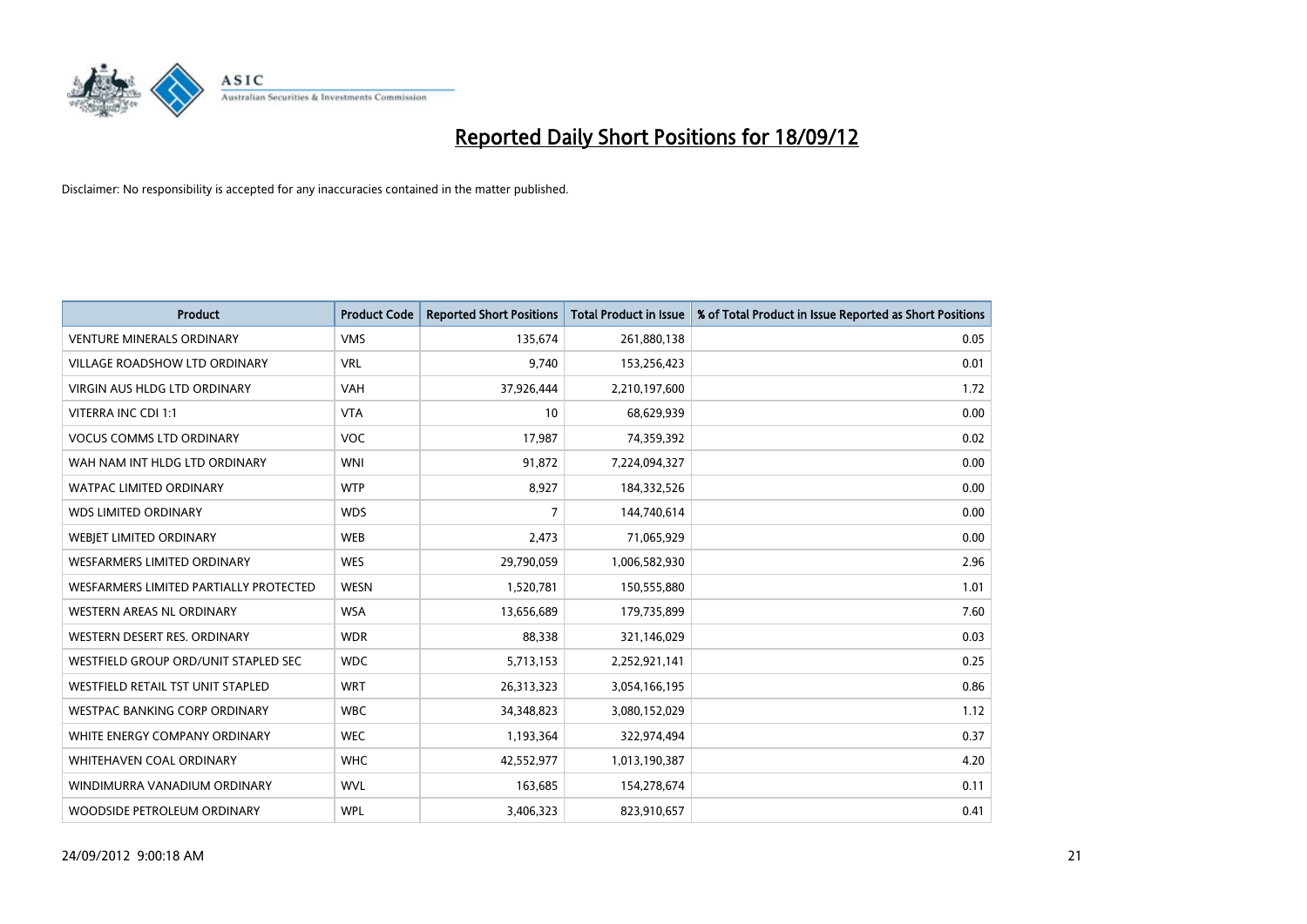# Reported Daily Short Positions for 18/09/12

Disclaimer: No responsibility is accepted for any inaccuracies contained in the matter published.

| Product | Product Code | Reported Short Positions | Total Product in Issue | % of Total Product in Issue Reported as Short Positions |
|---|---|---|---|---|
| VENTURE MINERALS ORDINARY | VMS | 135,674 | 261,880,138 | 0.05 |
| VILLAGE ROADSHOW LTD ORDINARY | VRL | 9,740 | 153,256,423 | 0.01 |
| VIRGIN AUS HLDG LTD ORDINARY | VAH | 37,926,444 | 2,210,197,600 | 1.72 |
| VITERRA INC CDI 1:1 | VTA | 10 | 68,629,939 | 0.00 |
| VOCUS COMMS LTD ORDINARY | VOC | 17,987 | 74,359,392 | 0.02 |
| WAH NAM INT HLDG LTD ORDINARY | WNI | 91,872 | 7,224,094,327 | 0.00 |
| WATPAC LIMITED ORDINARY | WTP | 8,927 | 184,332,526 | 0.00 |
| WDS LIMITED ORDINARY | WDS | 7 | 144,740,614 | 0.00 |
| WEBJET LIMITED ORDINARY | WEB | 2,473 | 71,065,929 | 0.00 |
| WESFARMERS LIMITED ORDINARY | WES | 29,790,059 | 1,006,582,930 | 2.96 |
| WESFARMERS LIMITED PARTIALLY PROTECTED | WESN | 1,520,781 | 150,555,880 | 1.01 |
| WESTERN AREAS NL ORDINARY | WSA | 13,656,689 | 179,735,899 | 7.60 |
| WESTERN DESERT RES. ORDINARY | WDR | 88,338 | 321,146,029 | 0.03 |
| WESTFIELD GROUP ORD/UNIT STAPLED SEC | WDC | 5,713,153 | 2,252,921,141 | 0.25 |
| WESTFIELD RETAIL TST UNIT STAPLED | WRT | 26,313,323 | 3,054,166,195 | 0.86 |
| WESTPAC BANKING CORP ORDINARY | WBC | 34,348,823 | 3,080,152,029 | 1.12 |
| WHITE ENERGY COMPANY ORDINARY | WEC | 1,193,364 | 322,974,494 | 0.37 |
| WHITEHAVEN COAL ORDINARY | WHC | 42,552,977 | 1,013,190,387 | 4.20 |
| WINDIMURRA VANADIUM ORDINARY | WVL | 163,685 | 154,278,674 | 0.11 |
| WOODSIDE PETROLEUM ORDINARY | WPL | 3,406,323 | 823,910,657 | 0.41 |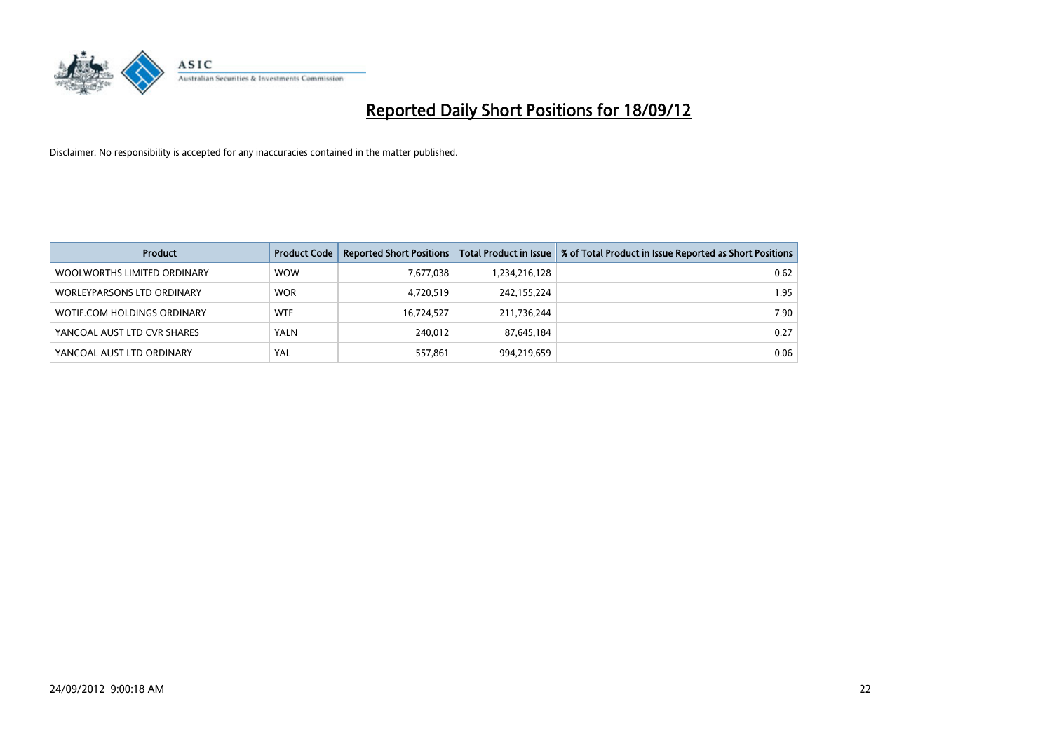# Reported Daily Short Positions for 18/09/12

Disclaimer: No responsibility is accepted for any inaccuracies contained in the matter published.

| Product | Product Code | Reported Short Positions | Total Product in Issue | % of Total Product in Issue Reported as Short Positions |
|---|---|---|---|---|
| WOOLWORTHS LIMITED ORDINARY | WOW | 7,677,038 | 1,234,216,128 | 0.62 |
| WORLEYPARSONS LTD ORDINARY | WOR | 4,720,519 | 242,155,224 | 1.95 |
| WOTIF.COM HOLDINGS ORDINARY | WTF | 16,724,527 | 211,736,244 | 7.90 |
| YANCOAL AUST LTD CVR SHARES | YALN | 240,012 | 87,645,184 | 0.27 |
| YANCOAL AUST LTD ORDINARY | YAL | 557,861 | 994,219,659 | 0.06 |

24/09/2012 9:00:18 AM